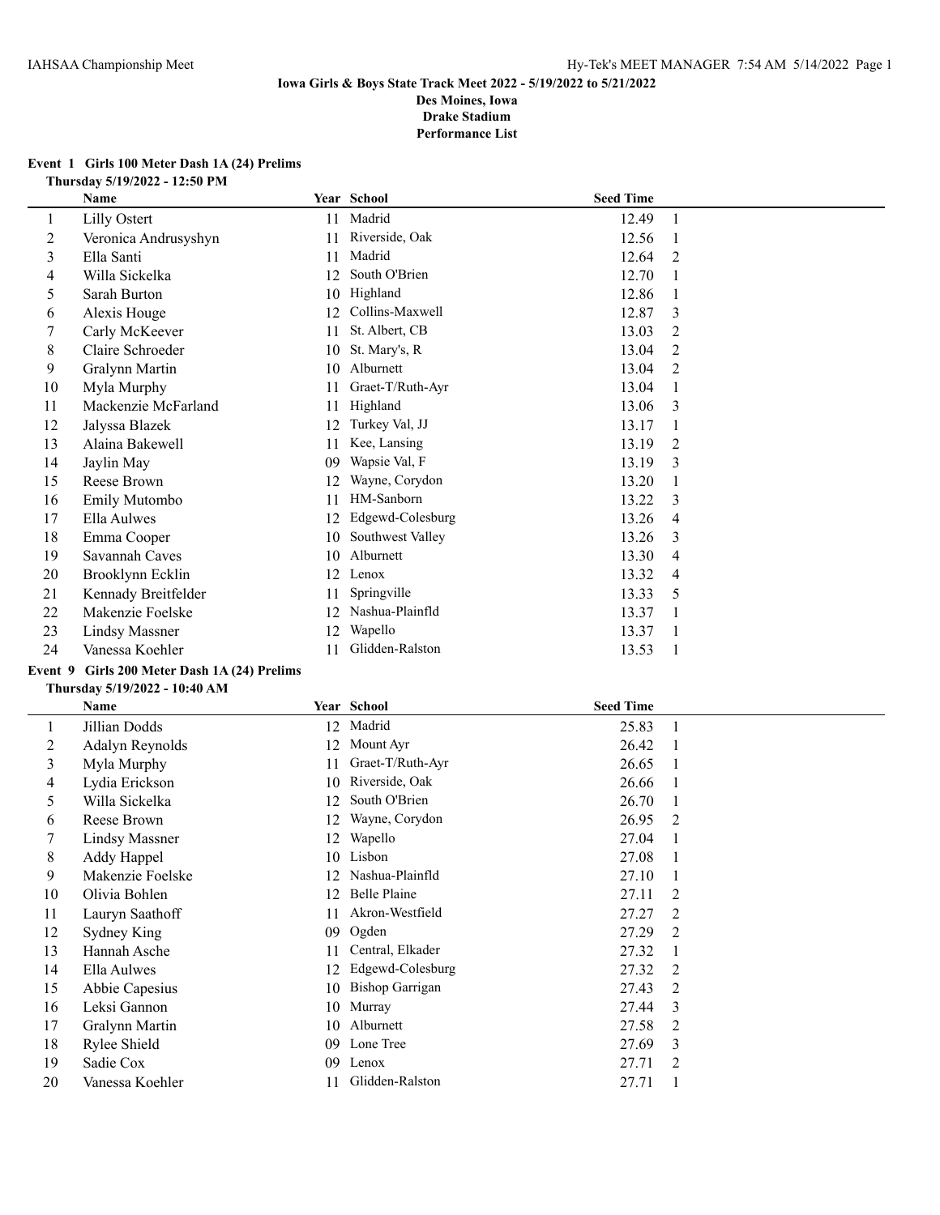**Iowa Girls & Boys State Track Meet 2022 - 5/19/2022 to 5/21/2022**
**Des Moines, Iowa**
**Drake Stadium**
**Performance List**

### Event 1 Girls 100 Meter Dash 1A (24) Prelims

**Thursday 5/19/2022 - 12:50 PM**

| | Name | Year | School | Seed Time | |
|---|---|---|---|---|---|
| 1 | Lilly Ostert | 11 | Madrid | 12.49 | 1 |
| 2 | Veronica Andrusyshyn | 11 | Riverside, Oak | 12.56 | 1 |
| 3 | Ella Santi | 11 | Madrid | 12.64 | 2 |
| 4 | Willa Sickelka | 12 | South O'Brien | 12.70 | 1 |
| 5 | Sarah Burton | 10 | Highland | 12.86 | 1 |
| 6 | Alexis Houge | 12 | Collins-Maxwell | 12.87 | 3 |
| 7 | Carly McKeever | 11 | St. Albert, CB | 13.03 | 2 |
| 8 | Claire Schroeder | 10 | St. Mary's, R | 13.04 | 2 |
| 9 | Gralynn Martin | 10 | Alburnett | 13.04 | 2 |
| 10 | Myla Murphy | 11 | Graet-T/Ruth-Ayr | 13.04 | 1 |
| 11 | Mackenzie McFarland | 11 | Highland | 13.06 | 3 |
| 12 | Jalyssa Blazek | 12 | Turkey Val, JJ | 13.17 | 1 |
| 13 | Alaina Bakewell | 11 | Kee, Lansing | 13.19 | 2 |
| 14 | Jaylin May | 09 | Wapsie Val, F | 13.19 | 3 |
| 15 | Reese Brown | 12 | Wayne, Corydon | 13.20 | 1 |
| 16 | Emily Mutombo | 11 | HM-Sanborn | 13.22 | 3 |
| 17 | Ella Aulwes | 12 | Edgewd-Colesburg | 13.26 | 4 |
| 18 | Emma Cooper | 10 | Southwest Valley | 13.26 | 3 |
| 19 | Savannah Caves | 10 | Alburnett | 13.30 | 4 |
| 20 | Brooklynn Ecklin | 12 | Lenox | 13.32 | 4 |
| 21 | Kennady Breitfelder | 11 | Springville | 13.33 | 5 |
| 22 | Makenzie Foelske | 12 | Nashua-Plainfld | 13.37 | 1 |
| 23 | Lindsy Massner | 12 | Wapello | 13.37 | 1 |
| 24 | Vanessa Koehler | 11 | Glidden-Ralston | 13.53 | 1 |

### Event 9 Girls 200 Meter Dash 1A (24) Prelims

**Thursday 5/19/2022 - 10:40 AM**

| | Name | Year | School | Seed Time | |
|---|---|---|---|---|---|
| 1 | Jillian Dodds | 12 | Madrid | 25.83 | 1 |
| 2 | Adalyn Reynolds | 12 | Mount Ayr | 26.42 | 1 |
| 3 | Myla Murphy | 11 | Graet-T/Ruth-Ayr | 26.65 | 1 |
| 4 | Lydia Erickson | 10 | Riverside, Oak | 26.66 | 1 |
| 5 | Willa Sickelka | 12 | South O'Brien | 26.70 | 1 |
| 6 | Reese Brown | 12 | Wayne, Corydon | 26.95 | 2 |
| 7 | Lindsy Massner | 12 | Wapello | 27.04 | 1 |
| 8 | Addy Happel | 10 | Lisbon | 27.08 | 1 |
| 9 | Makenzie Foelske | 12 | Nashua-Plainfld | 27.10 | 1 |
| 10 | Olivia Bohlen | 12 | Belle Plaine | 27.11 | 2 |
| 11 | Lauryn Saathoff | 11 | Akron-Westfield | 27.27 | 2 |
| 12 | Sydney King | 09 | Ogden | 27.29 | 2 |
| 13 | Hannah Asche | 11 | Central, Elkader | 27.32 | 1 |
| 14 | Ella Aulwes | 12 | Edgewd-Colesburg | 27.32 | 2 |
| 15 | Abbie Capesius | 10 | Bishop Garrigan | 27.43 | 2 |
| 16 | Leksi Gannon | 10 | Murray | 27.44 | 3 |
| 17 | Gralynn Martin | 10 | Alburnett | 27.58 | 2 |
| 18 | Rylee Shield | 09 | Lone Tree | 27.69 | 3 |
| 19 | Sadie Cox | 09 | Lenox | 27.71 | 2 |
| 20 | Vanessa Koehler | 11 | Glidden-Ralston | 27.71 | 1 |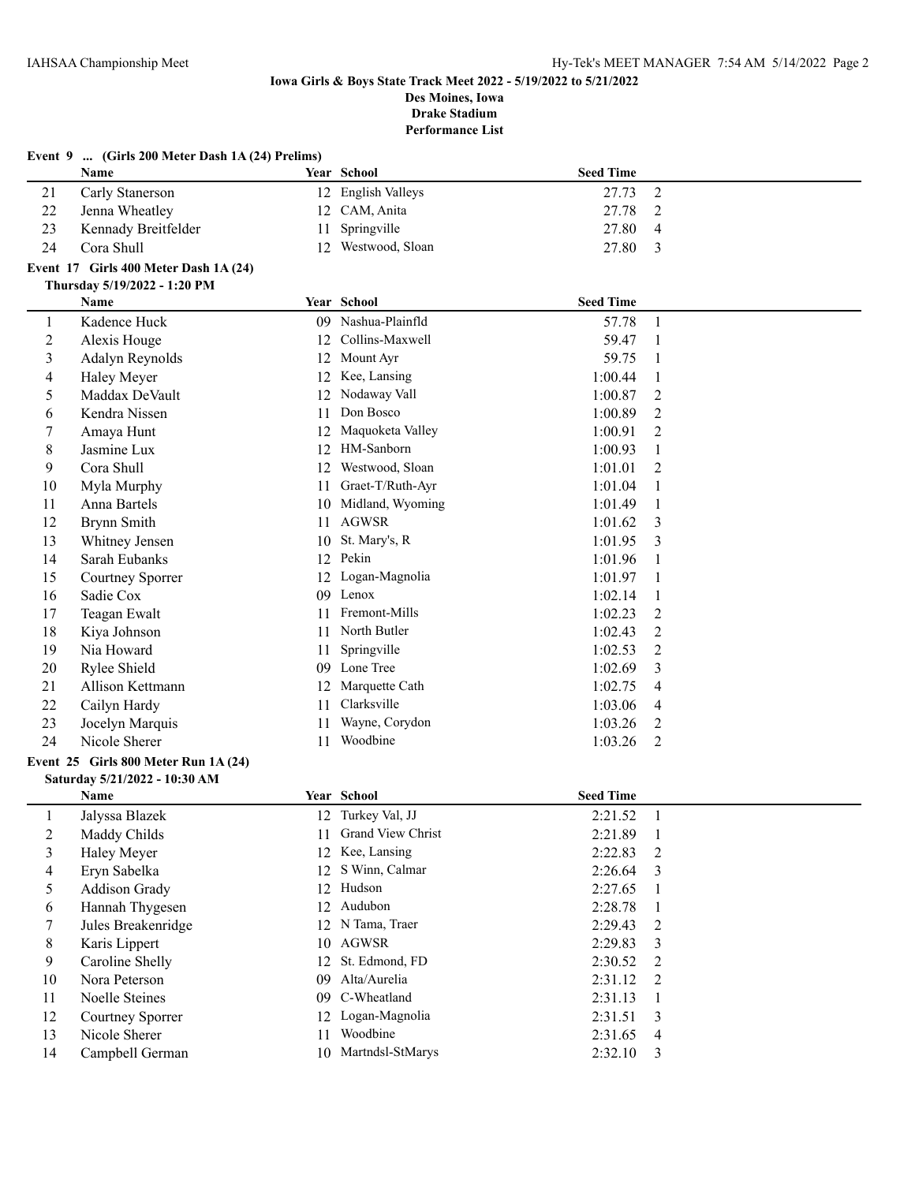**Iowa Girls & Boys State Track Meet 2022 - 5/19/2022 to 5/21/2022**
**Des Moines, Iowa**
**Drake Stadium**
**Performance List**

### Event 9 ... (Girls 200 Meter Dash 1A (24) Prelims)

| | Name | Year | School | Seed Time | |
|---|---|---|---|---|---|
| 21 | Carly Stanerson | 12 | English Valleys | 27.73 | 2 |
| 22 | Jenna Wheatley | 12 | CAM, Anita | 27.78 | 2 |
| 23 | Kennady Breitfelder | 11 | Springville | 27.80 | 4 |
| 24 | Cora Shull | 12 | Westwood, Sloan | 27.80 | 3 |

### Event 17 Girls 400 Meter Dash 1A (24)

**Thursday 5/19/2022 - 1:20 PM**

| | Name | Year | School | Seed Time | |
|---|---|---|---|---|---|
| 1 | Kadence Huck | 09 | Nashua-Plainfld | 57.78 | 1 |
| 2 | Alexis Houge | 12 | Collins-Maxwell | 59.47 | 1 |
| 3 | Adalyn Reynolds | 12 | Mount Ayr | 59.75 | 1 |
| 4 | Haley Meyer | 12 | Kee, Lansing | 1:00.44 | 1 |
| 5 | Maddax DeVault | 12 | Nodaway Vall | 1:00.87 | 2 |
| 6 | Kendra Nissen | 11 | Don Bosco | 1:00.89 | 2 |
| 7 | Amaya Hunt | 12 | Maquoketa Valley | 1:00.91 | 2 |
| 8 | Jasmine Lux | 12 | HM-Sanborn | 1:00.93 | 1 |
| 9 | Cora Shull | 12 | Westwood, Sloan | 1:01.01 | 2 |
| 10 | Myla Murphy | 11 | Graet-T/Ruth-Ayr | 1:01.04 | 1 |
| 11 | Anna Bartels | 10 | Midland, Wyoming | 1:01.49 | 1 |
| 12 | Brynn Smith | 11 | AGWSR | 1:01.62 | 3 |
| 13 | Whitney Jensen | 10 | St. Mary's, R | 1:01.95 | 3 |
| 14 | Sarah Eubanks | 12 | Pekin | 1:01.96 | 1 |
| 15 | Courtney Sporrer | 12 | Logan-Magnolia | 1:01.97 | 1 |
| 16 | Sadie Cox | 09 | Lenox | 1:02.14 | 1 |
| 17 | Teagan Ewalt | 11 | Fremont-Mills | 1:02.23 | 2 |
| 18 | Kiya Johnson | 11 | North Butler | 1:02.43 | 2 |
| 19 | Nia Howard | 11 | Springville | 1:02.53 | 2 |
| 20 | Rylee Shield | 09 | Lone Tree | 1:02.69 | 3 |
| 21 | Allison Kettmann | 12 | Marquette Cath | 1:02.75 | 4 |
| 22 | Cailyn Hardy | 11 | Clarksville | 1:03.06 | 4 |
| 23 | Jocelyn Marquis | 11 | Wayne, Corydon | 1:03.26 | 2 |
| 24 | Nicole Sherer | 11 | Woodbine | 1:03.26 | 2 |

### Event 25 Girls 800 Meter Run 1A (24)

**Saturday 5/21/2022 - 10:30 AM**

| | Name | Year | School | Seed Time | |
|---|---|---|---|---|---|
| 1 | Jalyssa Blazek | 12 | Turkey Val, JJ | 2:21.52 | 1 |
| 2 | Maddy Childs | 11 | Grand View Christ | 2:21.89 | 1 |
| 3 | Haley Meyer | 12 | Kee, Lansing | 2:22.83 | 2 |
| 4 | Eryn Sabelka | 12 | S Winn, Calmar | 2:26.64 | 3 |
| 5 | Addison Grady | 12 | Hudson | 2:27.65 | 1 |
| 6 | Hannah Thygesen | 12 | Audubon | 2:28.78 | 1 |
| 7 | Jules Breakenridge | 12 | N Tama, Traer | 2:29.43 | 2 |
| 8 | Karis Lippert | 10 | AGWSR | 2:29.83 | 3 |
| 9 | Caroline Shelly | 12 | St. Edmond, FD | 2:30.52 | 2 |
| 10 | Nora Peterson | 09 | Alta/Aurelia | 2:31.12 | 2 |
| 11 | Noelle Steines | 09 | C-Wheatland | 2:31.13 | 1 |
| 12 | Courtney Sporrer | 12 | Logan-Magnolia | 2:31.51 | 3 |
| 13 | Nicole Sherer | 11 | Woodbine | 2:31.65 | 4 |
| 14 | Campbell German | 10 | Martndsl-StMarys | 2:32.10 | 3 |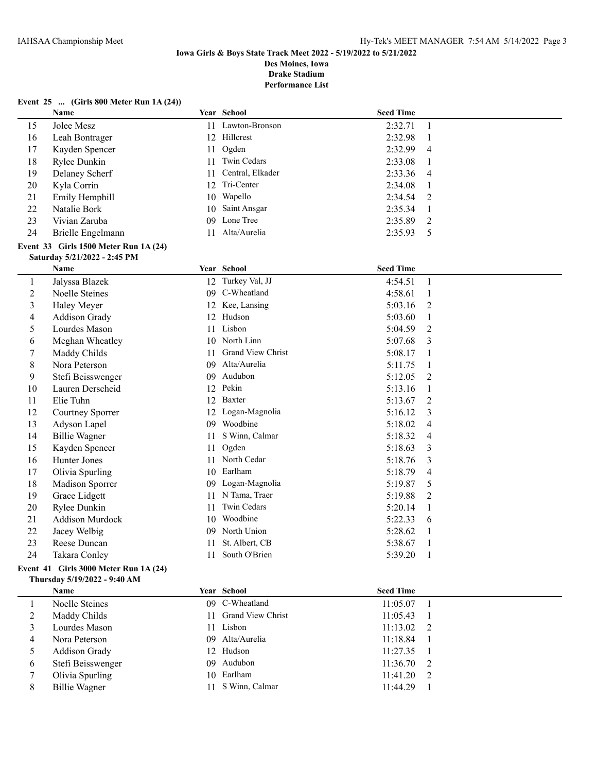**Iowa Girls & Boys State Track Meet 2022 - 5/19/2022 to 5/21/2022**
**Des Moines, Iowa**
**Drake Stadium**
**Performance List**

**Event 25 ... (Girls 800 Meter Run 1A (24))**

| | Name | Year | School | Seed Time | |
|---|---|---|---|---|---|
| 15 | Jolee Mesz | 11 | Lawton-Bronson | 2:32.71 | 1 |
| 16 | Leah Bontrager | 12 | Hillcrest | 2:32.98 | 1 |
| 17 | Kayden Spencer | 11 | Ogden | 2:32.99 | 4 |
| 18 | Rylee Dunkin | 11 | Twin Cedars | 2:33.08 | 1 |
| 19 | Delaney Scherf | 11 | Central, Elkader | 2:33.36 | 4 |
| 20 | Kyla Corrin | 12 | Tri-Center | 2:34.08 | 1 |
| 21 | Emily Hemphill | 10 | Wapello | 2:34.54 | 2 |
| 22 | Natalie Bork | 10 | Saint Ansgar | 2:35.34 | 1 |
| 23 | Vivian Zaruba | 09 | Lone Tree | 2:35.89 | 2 |
| 24 | Brielle Engelmann | 11 | Alta/Aurelia | 2:35.93 | 5 |

**Event 33 Girls 1500 Meter Run 1A (24)**
**Saturday 5/21/2022 - 2:45 PM**

| | Name | Year | School | Seed Time | |
|---|---|---|---|---|---|
| 1 | Jalyssa Blazek | 12 | Turkey Val, JJ | 4:54.51 | 1 |
| 2 | Noelle Steines | 09 | C-Wheatland | 4:58.61 | 1 |
| 3 | Haley Meyer | 12 | Kee, Lansing | 5:03.16 | 2 |
| 4 | Addison Grady | 12 | Hudson | 5:03.60 | 1 |
| 5 | Lourdes Mason | 11 | Lisbon | 5:04.59 | 2 |
| 6 | Meghan Wheatley | 10 | North Linn | 5:07.68 | 3 |
| 7 | Maddy Childs | 11 | Grand View Christ | 5:08.17 | 1 |
| 8 | Nora Peterson | 09 | Alta/Aurelia | 5:11.75 | 1 |
| 9 | Stefi Beisswenger | 09 | Audubon | 5:12.05 | 2 |
| 10 | Lauren Derscheid | 12 | Pekin | 5:13.16 | 1 |
| 11 | Elie Tuhn | 12 | Baxter | 5:13.67 | 2 |
| 12 | Courtney Sporrer | 12 | Logan-Magnolia | 5:16.12 | 3 |
| 13 | Adyson Lapel | 09 | Woodbine | 5:18.02 | 4 |
| 14 | Billie Wagner | 11 | S Winn, Calmar | 5:18.32 | 4 |
| 15 | Kayden Spencer | 11 | Ogden | 5:18.63 | 3 |
| 16 | Hunter Jones | 11 | North Cedar | 5:18.76 | 3 |
| 17 | Olivia Spurling | 10 | Earlham | 5:18.79 | 4 |
| 18 | Madison Sporrer | 09 | Logan-Magnolia | 5:19.87 | 5 |
| 19 | Grace Lidgett | 11 | N Tama, Traer | 5:19.88 | 2 |
| 20 | Rylee Dunkin | 11 | Twin Cedars | 5:20.14 | 1 |
| 21 | Addison Murdock | 10 | Woodbine | 5:22.33 | 6 |
| 22 | Jacey Welbig | 09 | North Union | 5:28.62 | 1 |
| 23 | Reese Duncan | 11 | St. Albert, CB | 5:38.67 | 1 |
| 24 | Takara Conley | 11 | South O'Brien | 5:39.20 | 1 |

**Event 41 Girls 3000 Meter Run 1A (24)**
**Thursday 5/19/2022 - 9:40 AM**

| | Name | Year | School | Seed Time | |
|---|---|---|---|---|---|
| 1 | Noelle Steines | 09 | C-Wheatland | 11:05.07 | 1 |
| 2 | Maddy Childs | 11 | Grand View Christ | 11:05.43 | 1 |
| 3 | Lourdes Mason | 11 | Lisbon | 11:13.02 | 2 |
| 4 | Nora Peterson | 09 | Alta/Aurelia | 11:18.84 | 1 |
| 5 | Addison Grady | 12 | Hudson | 11:27.35 | 1 |
| 6 | Stefi Beisswenger | 09 | Audubon | 11:36.70 | 2 |
| 7 | Olivia Spurling | 10 | Earlham | 11:41.20 | 2 |
| 8 | Billie Wagner | 11 | S Winn, Calmar | 11:44.29 | 1 |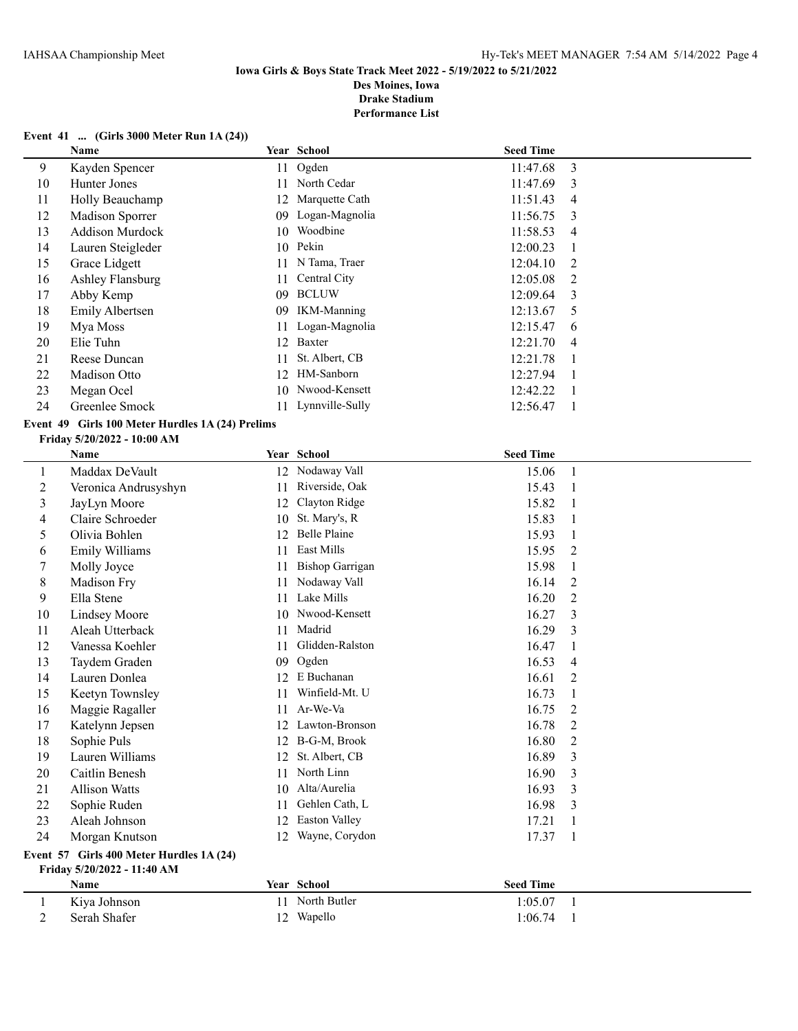**Iowa Girls & Boys State Track Meet 2022 - 5/19/2022 to 5/21/2022**
**Des Moines, Iowa**
**Drake Stadium**
**Performance List**

### Event 41 ... (Girls 3000 Meter Run 1A (24))

| | Name | Year | School | Seed Time | |
|---|---|---|---|---|---|
| 9 | Kayden Spencer | 11 | Ogden | 11:47.68 | 3 |
| 10 | Hunter Jones | 11 | North Cedar | 11:47.69 | 3 |
| 11 | Holly Beauchamp | 12 | Marquette Cath | 11:51.43 | 4 |
| 12 | Madison Sporrer | 09 | Logan-Magnolia | 11:56.75 | 3 |
| 13 | Addison Murdock | 10 | Woodbine | 11:58.53 | 4 |
| 14 | Lauren Steigleder | 10 | Pekin | 12:00.23 | 1 |
| 15 | Grace Lidgett | 11 | N Tama, Traer | 12:04.10 | 2 |
| 16 | Ashley Flansburg | 11 | Central City | 12:05.08 | 2 |
| 17 | Abby Kemp | 09 | BCLUW | 12:09.64 | 3 |
| 18 | Emily Albertsen | 09 | IKM-Manning | 12:13.67 | 5 |
| 19 | Mya Moss | 11 | Logan-Magnolia | 12:15.47 | 6 |
| 20 | Elie Tuhn | 12 | Baxter | 12:21.70 | 4 |
| 21 | Reese Duncan | 11 | St. Albert, CB | 12:21.78 | 1 |
| 22 | Madison Otto | 12 | HM-Sanborn | 12:27.94 | 1 |
| 23 | Megan Ocel | 10 | Nwood-Kensett | 12:42.22 | 1 |
| 24 | Greenlee Smock | 11 | Lynnville-Sully | 12:56.47 | 1 |

### Event 49 Girls 100 Meter Hurdles 1A (24) Prelims

**Friday 5/20/2022 - 10:00 AM**

| | Name | Year | School | Seed Time | |
|---|---|---|---|---|---|
| 1 | Maddax DeVault | 12 | Nodaway Vall | 15.06 | 1 |
| 2 | Veronica Andrusyshyn | 11 | Riverside, Oak | 15.43 | 1 |
| 3 | JayLyn Moore | 12 | Clayton Ridge | 15.82 | 1 |
| 4 | Claire Schroeder | 10 | St. Mary's, R | 15.83 | 1 |
| 5 | Olivia Bohlen | 12 | Belle Plaine | 15.93 | 1 |
| 6 | Emily Williams | 11 | East Mills | 15.95 | 2 |
| 7 | Molly Joyce | 11 | Bishop Garrigan | 15.98 | 1 |
| 8 | Madison Fry | 11 | Nodaway Vall | 16.14 | 2 |
| 9 | Ella Stene | 11 | Lake Mills | 16.20 | 2 |
| 10 | Lindsey Moore | 10 | Nwood-Kensett | 16.27 | 3 |
| 11 | Aleah Utterback | 11 | Madrid | 16.29 | 3 |
| 12 | Vanessa Koehler | 11 | Glidden-Ralston | 16.47 | 1 |
| 13 | Taydem Graden | 09 | Ogden | 16.53 | 4 |
| 14 | Lauren Donlea | 12 | E Buchanan | 16.61 | 2 |
| 15 | Keetyn Townsley | 11 | Winfield-Mt. U | 16.73 | 1 |
| 16 | Maggie Ragaller | 11 | Ar-We-Va | 16.75 | 2 |
| 17 | Katelynn Jepsen | 12 | Lawton-Bronson | 16.78 | 2 |
| 18 | Sophie Puls | 12 | B-G-M, Brook | 16.80 | 2 |
| 19 | Lauren Williams | 12 | St. Albert, CB | 16.89 | 3 |
| 20 | Caitlin Benesh | 11 | North Linn | 16.90 | 3 |
| 21 | Allison Watts | 10 | Alta/Aurelia | 16.93 | 3 |
| 22 | Sophie Ruden | 11 | Gehlen Cath, L | 16.98 | 3 |
| 23 | Aleah Johnson | 12 | Easton Valley | 17.21 | 1 |
| 24 | Morgan Knutson | 12 | Wayne, Corydon | 17.37 | 1 |

### Event 57 Girls 400 Meter Hurdles 1A (24)

**Friday 5/20/2022 - 11:40 AM**

| | Name | Year | School | Seed Time | |
|---|---|---|---|---|---|
| 1 | Kiya Johnson | 11 | North Butler | 1:05.07 | 1 |
| 2 | Serah Shafer | 12 | Wapello | 1:06.74 | 1 |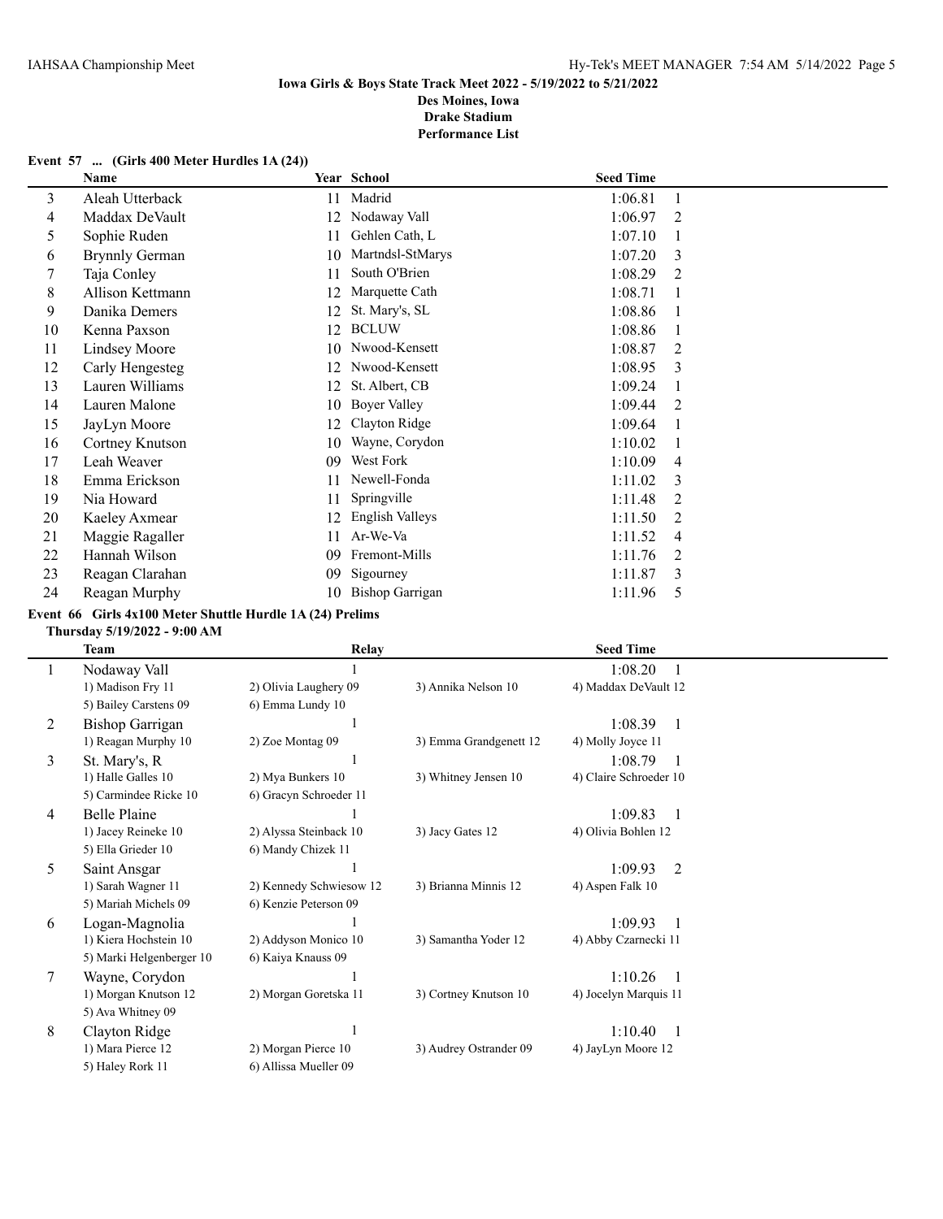**Iowa Girls & Boys State Track Meet 2022 - 5/19/2022 to 5/21/2022**
**Des Moines, Iowa**
**Drake Stadium**
**Performance List**

### Event 57 ... (Girls 400 Meter Hurdles 1A (24))

| | Name | Year | School | Seed Time | |
|---|---|---|---|---|---|
| 3 | Aleah Utterback | 11 | Madrid | 1:06.81 | 1 |
| 4 | Maddax DeVault | 12 | Nodaway Vall | 1:06.97 | 2 |
| 5 | Sophie Ruden | 11 | Gehlen Cath, L | 1:07.10 | 1 |
| 6 | Brynnly German | 10 | Martndsl-StMarys | 1:07.20 | 3 |
| 7 | Taja Conley | 11 | South O'Brien | 1:08.29 | 2 |
| 8 | Allison Kettmann | 12 | Marquette Cath | 1:08.71 | 1 |
| 9 | Danika Demers | 12 | St. Mary's, SL | 1:08.86 | 1 |
| 10 | Kenna Paxson | 12 | BCLUW | 1:08.86 | 1 |
| 11 | Lindsey Moore | 10 | Nwood-Kensett | 1:08.87 | 2 |
| 12 | Carly Hengesteg | 12 | Nwood-Kensett | 1:08.95 | 3 |
| 13 | Lauren Williams | 12 | St. Albert, CB | 1:09.24 | 1 |
| 14 | Lauren Malone | 10 | Boyer Valley | 1:09.44 | 2 |
| 15 | JayLyn Moore | 12 | Clayton Ridge | 1:09.64 | 1 |
| 16 | Cortney Knutson | 10 | Wayne, Corydon | 1:10.02 | 1 |
| 17 | Leah Weaver | 09 | West Fork | 1:10.09 | 4 |
| 18 | Emma Erickson | 11 | Newell-Fonda | 1:11.02 | 3 |
| 19 | Nia Howard | 11 | Springville | 1:11.48 | 2 |
| 20 | Kaeley Axmear | 12 | English Valleys | 1:11.50 | 2 |
| 21 | Maggie Ragaller | 11 | Ar-We-Va | 1:11.52 | 4 |
| 22 | Hannah Wilson | 09 | Fremont-Mills | 1:11.76 | 2 |
| 23 | Reagan Clarahan | 09 | Sigourney | 1:11.87 | 3 |
| 24 | Reagan Murphy | 10 | Bishop Garrigan | 1:11.96 | 5 |

### Event 66 Girls 4x100 Meter Shuttle Hurdle 1A (24) Prelims

**Thursday 5/19/2022 - 9:00 AM**

| | Team | Relay | | Seed Time | |
|---|---|---|---|---|---|
| 1 | Nodaway Vall | 1 | | 1:08.20 | 1 |
| | 1) Madison Fry 11 | 2) Olivia Laughery 09 | 3) Annika Nelson 10 | 4) Maddax DeVault 12 | |
| | 5) Bailey Carstens 09 | 6) Emma Lundy 10 | | | |
| 2 | Bishop Garrigan | 1 | | 1:08.39 | 1 |
| | 1) Reagan Murphy 10 | 2) Zoe Montag 09 | 3) Emma Grandgenett 12 | 4) Molly Joyce 11 | |
| 3 | St. Mary's, R | 1 | | 1:08.79 | 1 |
| | 1) Halle Galles 10 | 2) Mya Bunkers 10 | 3) Whitney Jensen 10 | 4) Claire Schroeder 10 | |
| | 5) Carmindee Ricke 10 | 6) Gracyn Schroeder 11 | | | |
| 4 | Belle Plaine | 1 | | 1:09.83 | 1 |
| | 1) Jacey Reineke 10 | 2) Alyssa Steinback 10 | 3) Jacy Gates 12 | 4) Olivia Bohlen 12 | |
| | 5) Ella Grieder 10 | 6) Mandy Chizek 11 | | | |
| 5 | Saint Ansgar | 1 | | 1:09.93 | 2 |
| | 1) Sarah Wagner 11 | 2) Kennedy Schwiesow 12 | 3) Brianna Minnis 12 | 4) Aspen Falk 10 | |
| | 5) Mariah Michels 09 | 6) Kenzie Peterson 09 | | | |
| 6 | Logan-Magnolia | 1 | | 1:09.93 | 1 |
| | 1) Kiera Hochstein 10 | 2) Addyson Monico 10 | 3) Samantha Yoder 12 | 4) Abby Czarnecki 11 | |
| | 5) Marki Helgenberger 10 | 6) Kaiya Knauss 09 | | | |
| 7 | Wayne, Corydon | 1 | | 1:10.26 | 1 |
| | 1) Morgan Knutson 12 | 2) Morgan Goretska 11 | 3) Cortney Knutson 10 | 4) Jocelyn Marquis 11 | |
| | 5) Ava Whitney 09 | | | | |
| 8 | Clayton Ridge | 1 | | 1:10.40 | 1 |
| | 1) Mara Pierce 12 | 2) Morgan Pierce 10 | 3) Audrey Ostrander 09 | 4) JayLyn Moore 12 | |
| | 5) Haley Rork 11 | 6) Allissa Mueller 09 | | | |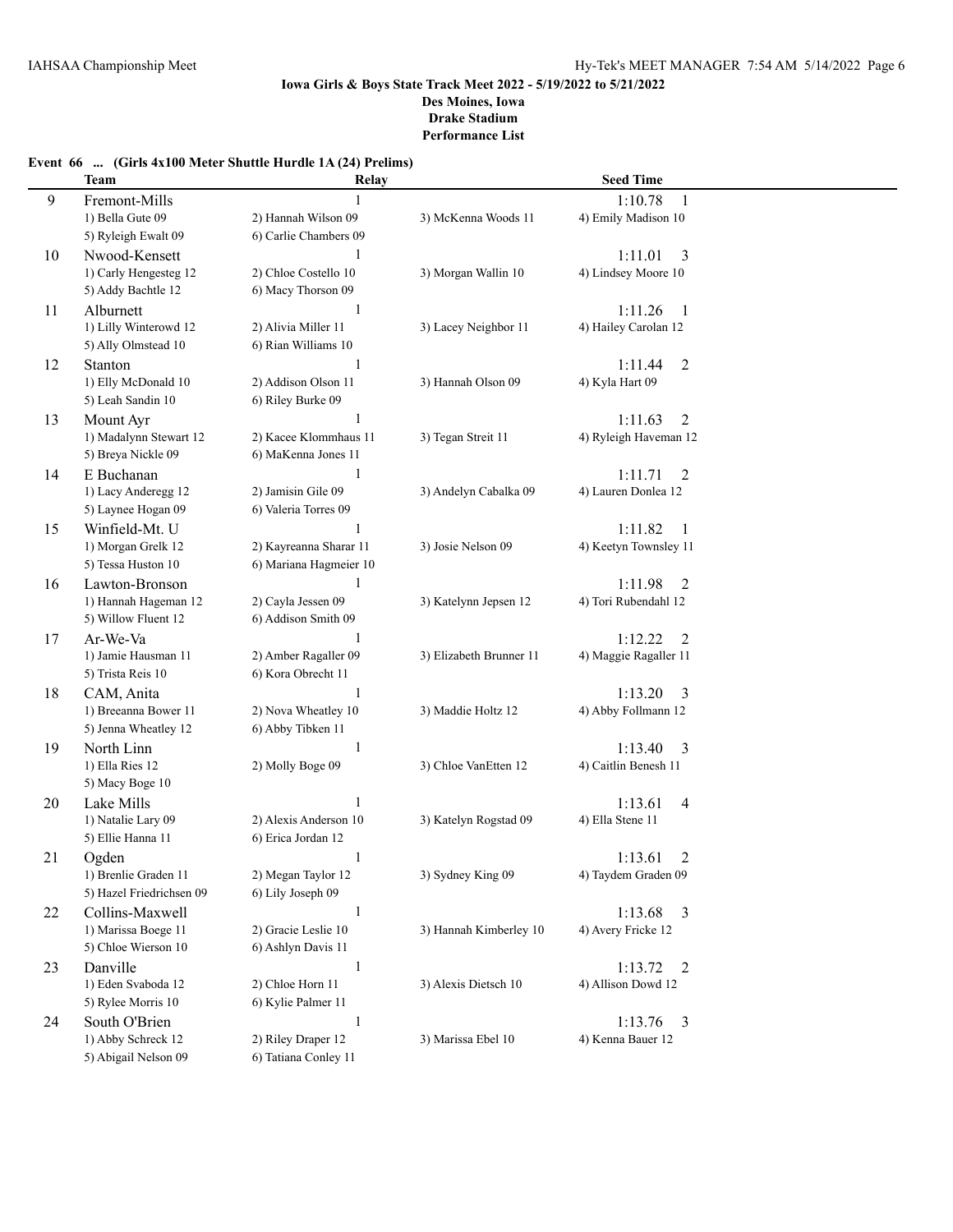**Iowa Girls & Boys State Track Meet 2022 - 5/19/2022 to 5/21/2022**
**Des Moines, Iowa**
**Drake Stadium**
**Performance List**

### Event 66 ... (Girls 4x100 Meter Shuttle Hurdle 1A (24) Prelims)

| | Team | Relay | | Seed Time |
|---|---|---|---|---|
| 9 | Fremont-Mills | 1 | | 1:10.78 1 |
| | 1) Bella Gute 09 | 2) Hannah Wilson 09 | 3) McKenna Woods 11 | 4) Emily Madison 10 |
| | 5) Ryleigh Ewalt 09 | 6) Carlie Chambers 09 | | |
| 10 | Nwood-Kensett | 1 | | 1:11.01 3 |
| | 1) Carly Hengesteg 12 | 2) Chloe Costello 10 | 3) Morgan Wallin 10 | 4) Lindsey Moore 10 |
| | 5) Addy Bachtle 12 | 6) Macy Thorson 09 | | |
| 11 | Alburnett | 1 | | 1:11.26 1 |
| | 1) Lilly Winterowd 12 | 2) Alivia Miller 11 | 3) Lacey Neighbor 11 | 4) Hailey Carolan 12 |
| | 5) Ally Olmstead 10 | 6) Rian Williams 10 | | |
| 12 | Stanton | 1 | | 1:11.44 2 |
| | 1) Elly McDonald 10 | 2) Addison Olson 11 | 3) Hannah Olson 09 | 4) Kyla Hart 09 |
| | 5) Leah Sandin 10 | 6) Riley Burke 09 | | |
| 13 | Mount Ayr | 1 | | 1:11.63 2 |
| | 1) Madalynn Stewart 12 | 2) Kacee Klommhaus 11 | 3) Tegan Streit 11 | 4) Ryleigh Haveman 12 |
| | 5) Breya Nickle 09 | 6) MaKenna Jones 11 | | |
| 14 | E Buchanan | 1 | | 1:11.71 2 |
| | 1) Lacy Anderegg 12 | 2) Jamisin Gile 09 | 3) Andelyn Cabalka 09 | 4) Lauren Donlea 12 |
| | 5) Laynee Hogan 09 | 6) Valeria Torres 09 | | |
| 15 | Winfield-Mt. U | 1 | | 1:11.82 1 |
| | 1) Morgan Grelk 12 | 2) Kayreanna Sharar 11 | 3) Josie Nelson 09 | 4) Keetyn Townsley 11 |
| | 5) Tessa Huston 10 | 6) Mariana Hagmeier 10 | | |
| 16 | Lawton-Bronson | 1 | | 1:11.98 2 |
| | 1) Hannah Hageman 12 | 2) Cayla Jessen 09 | 3) Katelynn Jepsen 12 | 4) Tori Rubendahl 12 |
| | 5) Willow Fluent 12 | 6) Addison Smith 09 | | |
| 17 | Ar-We-Va | 1 | | 1:12.22 2 |
| | 1) Jamie Hausman 11 | 2) Amber Ragaller 09 | 3) Elizabeth Brunner 11 | 4) Maggie Ragaller 11 |
| | 5) Trista Reis 10 | 6) Kora Obrecht 11 | | |
| 18 | CAM, Anita | 1 | | 1:13.20 3 |
| | 1) Breeanna Bower 11 | 2) Nova Wheatley 10 | 3) Maddie Holtz 12 | 4) Abby Follmann 12 |
| | 5) Jenna Wheatley 12 | 6) Abby Tibken 11 | | |
| 19 | North Linn | 1 | | 1:13.40 3 |
| | 1) Ella Ries 12 | 2) Molly Boge 09 | 3) Chloe VanEtten 12 | 4) Caitlin Benesh 11 |
| | 5) Macy Boge 10 | | | |
| 20 | Lake Mills | 1 | | 1:13.61 4 |
| | 1) Natalie Lary 09 | 2) Alexis Anderson 10 | 3) Katelyn Rogstad 09 | 4) Ella Stene 11 |
| | 5) Ellie Hanna 11 | 6) Erica Jordan 12 | | |
| 21 | Ogden | 1 | | 1:13.61 2 |
| | 1) Brenlie Graden 11 | 2) Megan Taylor 12 | 3) Sydney King 09 | 4) Taydem Graden 09 |
| | 5) Hazel Friedrichsen 09 | 6) Lily Joseph 09 | | |
| 22 | Collins-Maxwell | 1 | | 1:13.68 3 |
| | 1) Marissa Boege 11 | 2) Gracie Leslie 10 | 3) Hannah Kimberley 10 | 4) Avery Fricke 12 |
| | 5) Chloe Wierson 10 | 6) Ashlyn Davis 11 | | |
| 23 | Danville | 1 | | 1:13.72 2 |
| | 1) Eden Svaboda 12 | 2) Chloe Horn 11 | 3) Alexis Dietsch 10 | 4) Allison Dowd 12 |
| | 5) Rylee Morris 10 | 6) Kylie Palmer 11 | | |
| 24 | South O'Brien | 1 | | 1:13.76 3 |
| | 1) Abby Schreck 12 | 2) Riley Draper 12 | 3) Marissa Ebel 10 | 4) Kenna Bauer 12 |
| | 5) Abigail Nelson 09 | 6) Tatiana Conley 11 | | |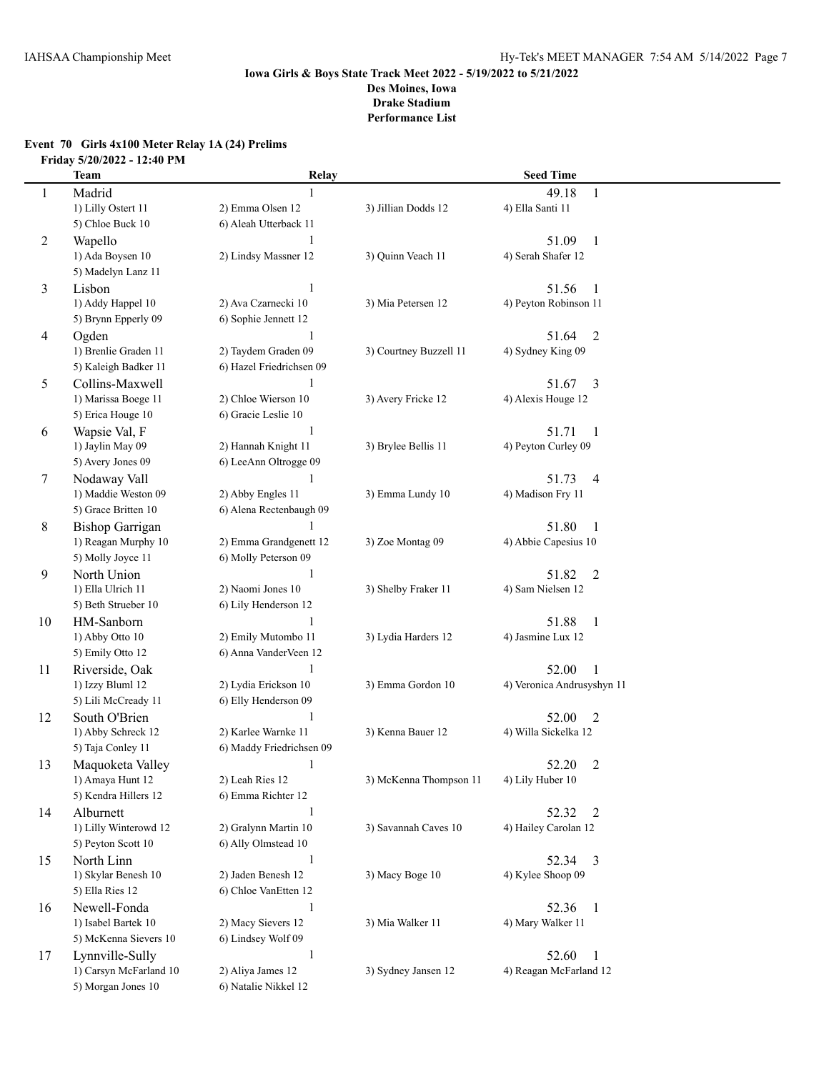**Iowa Girls & Boys State Track Meet 2022 - 5/19/2022 to 5/21/2022**
**Des Moines, Iowa**
**Drake Stadium**
**Performance List**

### Event 70 Girls 4x100 Meter Relay 1A (24) Prelims

**Friday 5/20/2022 - 12:40 PM**

| | Team | Relay | | Seed Time |
|---|---|---|---|---|
| 1 | Madrid | 1 | | 49.18 1 |
| | 1) Lilly Ostert 11 | 2) Emma Olsen 12 | 3) Jillian Dodds 12 | 4) Ella Santi 11 |
| | 5) Chloe Buck 10 | 6) Aleah Utterback 11 | | |
| 2 | Wapello | 1 | | 51.09 1 |
| | 1) Ada Boysen 10 | 2) Lindsy Massner 12 | 3) Quinn Veach 11 | 4) Serah Shafer 12 |
| | 5) Madelyn Lanz 11 | | | |
| 3 | Lisbon | 1 | | 51.56 1 |
| | 1) Addy Happel 10 | 2) Ava Czarnecki 10 | 3) Mia Petersen 12 | 4) Peyton Robinson 11 |
| | 5) Brynn Epperly 09 | 6) Sophie Jennett 12 | | |
| 4 | Ogden | 1 | | 51.64 2 |
| | 1) Brenlie Graden 11 | 2) Taydem Graden 09 | 3) Courtney Buzzell 11 | 4) Sydney King 09 |
| | 5) Kaleigh Badker 11 | 6) Hazel Friedrichsen 09 | | |
| 5 | Collins-Maxwell | 1 | | 51.67 3 |
| | 1) Marissa Boege 11 | 2) Chloe Wierson 10 | 3) Avery Fricke 12 | 4) Alexis Houge 12 |
| | 5) Erica Houge 10 | 6) Gracie Leslie 10 | | |
| 6 | Wapsie Val, F | 1 | | 51.71 1 |
| | 1) Jaylin May 09 | 2) Hannah Knight 11 | 3) Brylee Bellis 11 | 4) Peyton Curley 09 |
| | 5) Avery Jones 09 | 6) LeeAnn Oltrogge 09 | | |
| 7 | Nodaway Vall | 1 | | 51.73 4 |
| | 1) Maddie Weston 09 | 2) Abby Engles 11 | 3) Emma Lundy 10 | 4) Madison Fry 11 |
| | 5) Grace Britten 10 | 6) Alena Rectenbaugh 09 | | |
| 8 | Bishop Garrigan | 1 | | 51.80 1 |
| | 1) Reagan Murphy 10 | 2) Emma Grandgenett 12 | 3) Zoe Montag 09 | 4) Abbie Capesius 10 |
| | 5) Molly Joyce 11 | 6) Molly Peterson 09 | | |
| 9 | North Union | 1 | | 51.82 2 |
| | 1) Ella Ulrich 11 | 2) Naomi Jones 10 | 3) Shelby Fraker 11 | 4) Sam Nielsen 12 |
| | 5) Beth Strueber 10 | 6) Lily Henderson 12 | | |
| 10 | HM-Sanborn | 1 | | 51.88 1 |
| | 1) Abby Otto 10 | 2) Emily Mutombo 11 | 3) Lydia Harders 12 | 4) Jasmine Lux 12 |
| | 5) Emily Otto 12 | 6) Anna VanderVeen 12 | | |
| 11 | Riverside, Oak | 1 | | 52.00 1 |
| | 1) Izzy Bluml 12 | 2) Lydia Erickson 10 | 3) Emma Gordon 10 | 4) Veronica Andrusyshyn 11 |
| | 5) Lili McCready 11 | 6) Elly Henderson 09 | | |
| 12 | South O'Brien | 1 | | 52.00 2 |
| | 1) Abby Schreck 12 | 2) Karlee Warnke 11 | 3) Kenna Bauer 12 | 4) Willa Sickelka 12 |
| | 5) Taja Conley 11 | 6) Maddy Friedrichsen 09 | | |
| 13 | Maquoketa Valley | 1 | | 52.20 2 |
| | 1) Amaya Hunt 12 | 2) Leah Ries 12 | 3) McKenna Thompson 11 | 4) Lily Huber 10 |
| | 5) Kendra Hillers 12 | 6) Emma Richter 12 | | |
| 14 | Alburnett | 1 | | 52.32 2 |
| | 1) Lilly Winterowd 12 | 2) Gralynn Martin 10 | 3) Savannah Caves 10 | 4) Hailey Carolan 12 |
| | 5) Peyton Scott 10 | 6) Ally Olmstead 10 | | |
| 15 | North Linn | 1 | | 52.34 3 |
| | 1) Skylar Benesh 10 | 2) Jaden Benesh 12 | 3) Macy Boge 10 | 4) Kylee Shoop 09 |
| | 5) Ella Ries 12 | 6) Chloe VanEtten 12 | | |
| 16 | Newell-Fonda | 1 | | 52.36 1 |
| | 1) Isabel Bartek 10 | 2) Macy Sievers 12 | 3) Mia Walker 11 | 4) Mary Walker 11 |
| | 5) McKenna Sievers 10 | 6) Lindsey Wolf 09 | | |
| 17 | Lynnville-Sully | 1 | | 52.60 1 |
| | 1) Carsyn McFarland 10 | 2) Aliya James 12 | 3) Sydney Jansen 12 | 4) Reagan McFarland 12 |
| | 5) Morgan Jones 10 | 6) Natalie Nikkel 12 | | |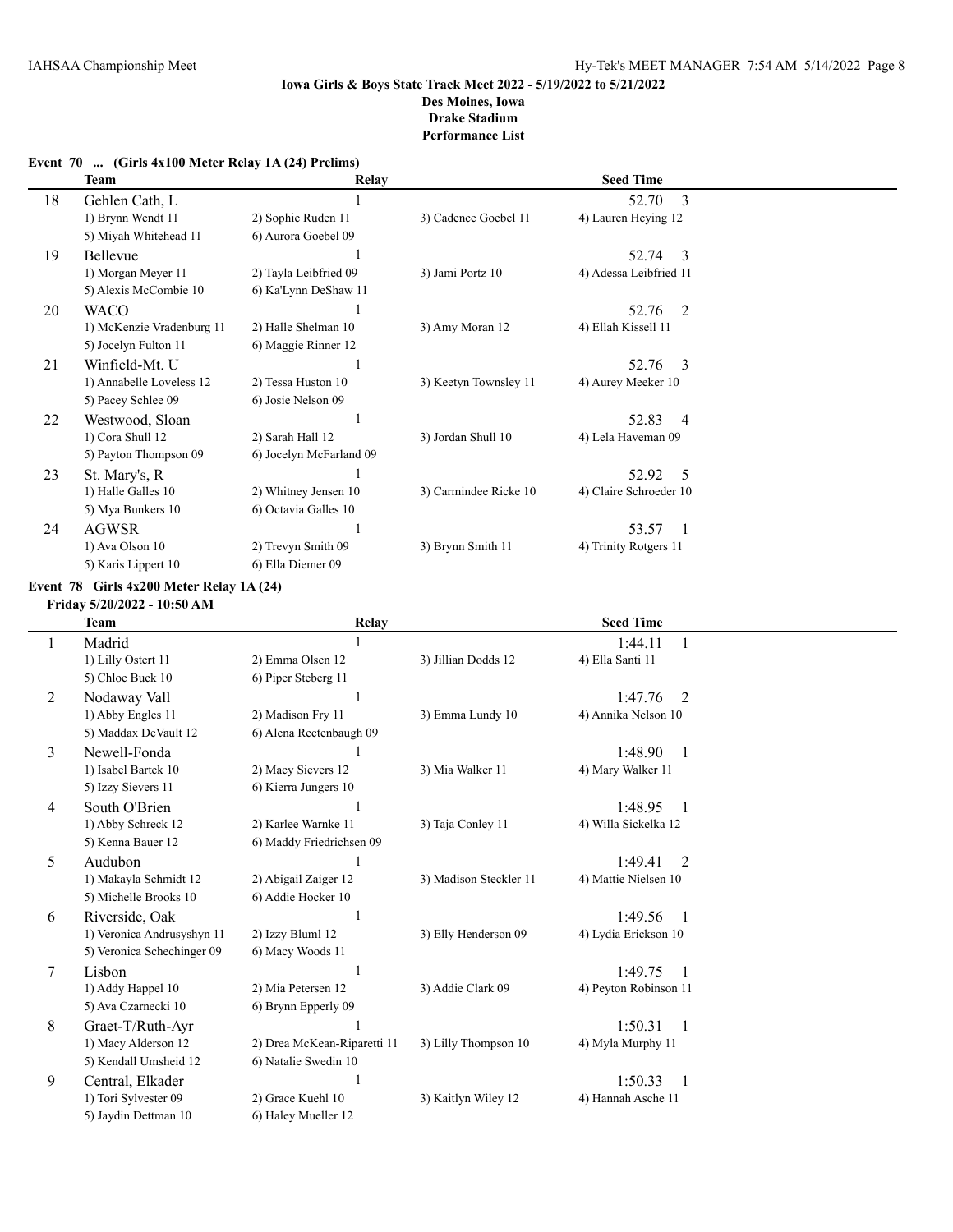**Iowa Girls & Boys State Track Meet 2022 - 5/19/2022 to 5/21/2022**
**Des Moines, Iowa**
**Drake Stadium**
**Performance List**

**Event 70 ... (Girls 4x100 Meter Relay 1A (24) Prelims)**

| | Team | Relay | | Seed Time |
|---|---|---|---|---|
| 18 | Gehlen Cath, L | 1 | | 52.70 3 |
| | 1) Brynn Wendt 11 | 2) Sophie Ruden 11 | 3) Cadence Goebel 11 | 4) Lauren Heying 12 |
| | 5) Miyah Whitehead 11 | 6) Aurora Goebel 09 | | |
| 19 | Bellevue | 1 | | 52.74 3 |
| | 1) Morgan Meyer 11 | 2) Tayla Leibfried 09 | 3) Jami Portz 10 | 4) Adessa Leibfried 11 |
| | 5) Alexis McCombie 10 | 6) Ka'Lynn DeShaw 11 | | |
| 20 | WACO | 1 | | 52.76 2 |
| | 1) McKenzie Vradenburg 11 | 2) Halle Shelman 10 | 3) Amy Moran 12 | 4) Ellah Kissell 11 |
| | 5) Jocelyn Fulton 11 | 6) Maggie Rinner 12 | | |
| 21 | Winfield-Mt. U | 1 | | 52.76 3 |
| | 1) Annabelle Loveless 12 | 2) Tessa Huston 10 | 3) Keetyn Townsley 11 | 4) Aurey Meeker 10 |
| | 5) Pacey Schlee 09 | 6) Josie Nelson 09 | | |
| 22 | Westwood, Sloan | 1 | | 52.83 4 |
| | 1) Cora Shull 12 | 2) Sarah Hall 12 | 3) Jordan Shull 10 | 4) Lela Haveman 09 |
| | 5) Payton Thompson 09 | 6) Jocelyn McFarland 09 | | |
| 23 | St. Mary's, R | 1 | | 52.92 5 |
| | 1) Halle Galles 10 | 2) Whitney Jensen 10 | 3) Carmindee Ricke 10 | 4) Claire Schroeder 10 |
| | 5) Mya Bunkers 10 | 6) Octavia Galles 10 | | |
| 24 | AGWSR | 1 | | 53.57 1 |
| | 1) Ava Olson 10 | 2) Trevyn Smith 09 | 3) Brynn Smith 11 | 4) Trinity Rotgers 11 |
| | 5) Karis Lippert 10 | 6) Ella Diemer 09 | | |

**Event 78 Girls 4x200 Meter Relay 1A (24)**

**Friday 5/20/2022 - 10:50 AM**

| | Team | Relay | | Seed Time |
|---|---|---|---|---|
| 1 | Madrid | 1 | | 1:44.11 1 |
| | 1) Lilly Ostert 11 | 2) Emma Olsen 12 | 3) Jillian Dodds 12 | 4) Ella Santi 11 |
| | 5) Chloe Buck 10 | 6) Piper Steberg 11 | | |
| 2 | Nodaway Vall | 1 | | 1:47.76 2 |
| | 1) Abby Engles 11 | 2) Madison Fry 11 | 3) Emma Lundy 10 | 4) Annika Nelson 10 |
| | 5) Maddax DeVault 12 | 6) Alena Rectenbaugh 09 | | |
| 3 | Newell-Fonda | 1 | | 1:48.90 1 |
| | 1) Isabel Bartek 10 | 2) Macy Sievers 12 | 3) Mia Walker 11 | 4) Mary Walker 11 |
| | 5) Izzy Sievers 11 | 6) Kierra Jungers 10 | | |
| 4 | South O'Brien | 1 | | 1:48.95 1 |
| | 1) Abby Schreck 12 | 2) Karlee Warnke 11 | 3) Taja Conley 11 | 4) Willa Sickelka 12 |
| | 5) Kenna Bauer 12 | 6) Maddy Friedrichsen 09 | | |
| 5 | Audubon | 1 | | 1:49.41 2 |
| | 1) Makayla Schmidt 12 | 2) Abigail Zaiger 12 | 3) Madison Steckler 11 | 4) Mattie Nielsen 10 |
| | 5) Michelle Brooks 10 | 6) Addie Hocker 10 | | |
| 6 | Riverside, Oak | 1 | | 1:49.56 1 |
| | 1) Veronica Andrusyshyn 11 | 2) Izzy Bluml 12 | 3) Elly Henderson 09 | 4) Lydia Erickson 10 |
| | 5) Veronica Schechinger 09 | 6) Macy Woods 11 | | |
| 7 | Lisbon | 1 | | 1:49.75 1 |
| | 1) Addy Happel 10 | 2) Mia Petersen 12 | 3) Addie Clark 09 | 4) Peyton Robinson 11 |
| | 5) Ava Czarnecki 10 | 6) Brynn Epperly 09 | | |
| 8 | Graet-T/Ruth-Ayr | 1 | | 1:50.31 1 |
| | 1) Macy Alderson 12 | 2) Drea McKean-Riparetti 11 | 3) Lilly Thompson 10 | 4) Myla Murphy 11 |
| | 5) Kendall Umsheid 12 | 6) Natalie Swedin 10 | | |
| 9 | Central, Elkader | 1 | | 1:50.33 1 |
| | 1) Tori Sylvester 09 | 2) Grace Kuehl 10 | 3) Kaitlyn Wiley 12 | 4) Hannah Asche 11 |
| | 5) Jaydin Dettman 10 | 6) Haley Mueller 12 | | |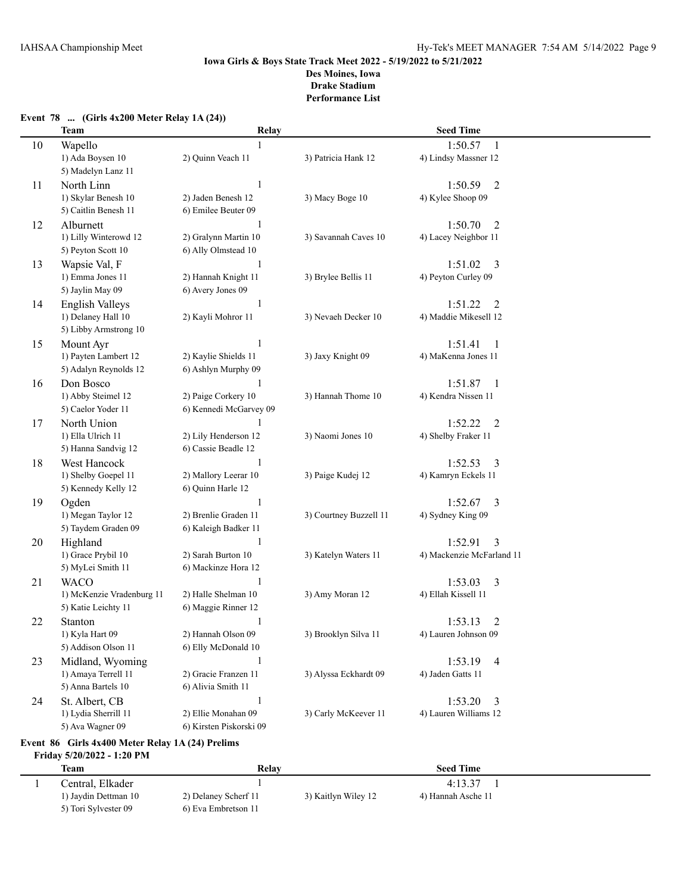**Iowa Girls & Boys State Track Meet 2022 - 5/19/2022 to 5/21/2022**
**Des Moines, Iowa**
**Drake Stadium**
**Performance List**

**Event 78 ... (Girls 4x200 Meter Relay 1A (24))**

| | Team | Relay | | Seed Time |
|---|---|---|---|---|
| 10 | Wapello | 1 | | 1:50.57 1 |
| | 1) Ada Boysen 10 | 2) Quinn Veach 11 | 3) Patricia Hank 12 | 4) Lindsy Massner 12 |
| | 5) Madelyn Lanz 11 | | | |
| 11 | North Linn | 1 | | 1:50.59 2 |
| | 1) Skylar Benesh 10 | 2) Jaden Benesh 12 | 3) Macy Boge 10 | 4) Kylee Shoop 09 |
| | 5) Caitlin Benesh 11 | 6) Emilee Beuter 09 | | |
| 12 | Alburnett | 1 | | 1:50.70 2 |
| | 1) Lilly Winterowd 12 | 2) Gralynn Martin 10 | 3) Savannah Caves 10 | 4) Lacey Neighbor 11 |
| | 5) Peyton Scott 10 | 6) Ally Olmstead 10 | | |
| 13 | Wapsie Val, F | 1 | | 1:51.02 3 |
| | 1) Emma Jones 11 | 2) Hannah Knight 11 | 3) Brylee Bellis 11 | 4) Peyton Curley 09 |
| | 5) Jaylin May 09 | 6) Avery Jones 09 | | |
| 14 | English Valleys | 1 | | 1:51.22 2 |
| | 1) Delaney Hall 10 | 2) Kayli Mohror 11 | 3) Nevaeh Decker 10 | 4) Maddie Mikesell 12 |
| | 5) Libby Armstrong 10 | | | |
| 15 | Mount Ayr | 1 | | 1:51.41 1 |
| | 1) Payten Lambert 12 | 2) Kaylie Shields 11 | 3) Jaxy Knight 09 | 4) MaKenna Jones 11 |
| | 5) Adalyn Reynolds 12 | 6) Ashlyn Murphy 09 | | |
| 16 | Don Bosco | 1 | | 1:51.87 1 |
| | 1) Abby Steimel 12 | 2) Paige Corkery 10 | 3) Hannah Thome 10 | 4) Kendra Nissen 11 |
| | 5) Caelor Yoder 11 | 6) Kennedi McGarvey 09 | | |
| 17 | North Union | 1 | | 1:52.22 2 |
| | 1) Ella Ulrich 11 | 2) Lily Henderson 12 | 3) Naomi Jones 10 | 4) Shelby Fraker 11 |
| | 5) Hanna Sandvig 12 | 6) Cassie Beadle 12 | | |
| 18 | West Hancock | 1 | | 1:52.53 3 |
| | 1) Shelby Goepel 11 | 2) Mallory Leerar 10 | 3) Paige Kudej 12 | 4) Kamryn Eckels 11 |
| | 5) Kennedy Kelly 12 | 6) Quinn Harle 12 | | |
| 19 | Ogden | 1 | | 1:52.67 3 |
| | 1) Megan Taylor 12 | 2) Brenlie Graden 11 | 3) Courtney Buzzell 11 | 4) Sydney King 09 |
| | 5) Taydem Graden 09 | 6) Kaleigh Badker 11 | | |
| 20 | Highland | 1 | | 1:52.91 3 |
| | 1) Grace Prybil 10 | 2) Sarah Burton 10 | 3) Katelyn Waters 11 | 4) Mackenzie McFarland 11 |
| | 5) MyLei Smith 11 | 6) Mackinze Hora 12 | | |
| 21 | WACO | 1 | | 1:53.03 3 |
| | 1) McKenzie Vradenburg 11 | 2) Halle Shelman 10 | 3) Amy Moran 12 | 4) Ellah Kissell 11 |
| | 5) Katie Leichty 11 | 6) Maggie Rinner 12 | | |
| 22 | Stanton | 1 | | 1:53.13 2 |
| | 1) Kyla Hart 09 | 2) Hannah Olson 09 | 3) Brooklyn Silva 11 | 4) Lauren Johnson 09 |
| | 5) Addison Olson 11 | 6) Elly McDonald 10 | | |
| 23 | Midland, Wyoming | 1 | | 1:53.19 4 |
| | 1) Amaya Terrell 11 | 2) Gracie Franzen 11 | 3) Alyssa Eckhardt 09 | 4) Jaden Gatts 11 |
| | 5) Anna Bartels 10 | 6) Alivia Smith 11 | | |
| 24 | St. Albert, CB | 1 | | 1:53.20 3 |
| | 1) Lydia Sherrill 11 | 2) Ellie Monahan 09 | 3) Carly McKeever 11 | 4) Lauren Williams 12 |
| | 5) Ava Wagner 09 | 6) Kirsten Piskorski 09 | | |

**Event 86 Girls 4x400 Meter Relay 1A (24) Prelims**
**Friday 5/20/2022 - 1:20 PM**

| | Team | Relay | | Seed Time |
|---|---|---|---|---|
| 1 | Central, Elkader | 1 | | 4:13.37 1 |
| | 1) Jaydin Dettman 10 | 2) Delaney Scherf 11 | 3) Kaitlyn Wiley 12 | 4) Hannah Asche 11 |
| | 5) Tori Sylvester 09 | 6) Eva Embretson 11 | | |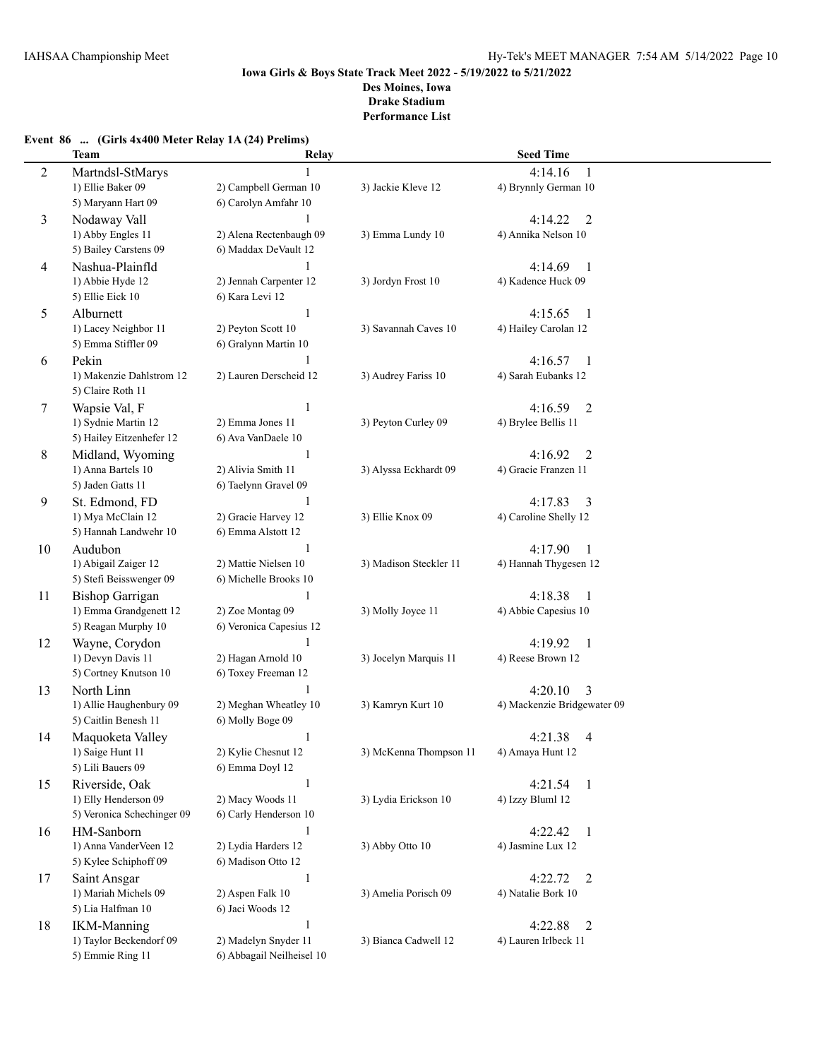**Iowa Girls & Boys State Track Meet 2022 - 5/19/2022 to 5/21/2022**
**Des Moines, Iowa**
**Drake Stadium**
**Performance List**

**Event 86 ... (Girls 4x400 Meter Relay 1A (24) Prelims)**

| | Team | Relay | | Seed Time |
|---|---|---|---|---|
| 2 | Martndsl-StMarys | 1 | | 4:14.16 1 |
| | 1) Ellie Baker 09 | 2) Campbell German 10 | 3) Jackie Kleve 12 | 4) Brynnly German 10 |
| | 5) Maryann Hart 09 | 6) Carolyn Amfahr 10 | | |
| 3 | Nodaway Vall | 1 | | 4:14.22 2 |
| | 1) Abby Engles 11 | 2) Alena Rectenbaugh 09 | 3) Emma Lundy 10 | 4) Annika Nelson 10 |
| | 5) Bailey Carstens 09 | 6) Maddax DeVault 12 | | |
| 4 | Nashua-Plainfld | 1 | | 4:14.69 1 |
| | 1) Abbie Hyde 12 | 2) Jennah Carpenter 12 | 3) Jordyn Frost 10 | 4) Kadence Huck 09 |
| | 5) Ellie Eick 10 | 6) Kara Levi 12 | | |
| 5 | Alburnett | 1 | | 4:15.65 1 |
| | 1) Lacey Neighbor 11 | 2) Peyton Scott 10 | 3) Savannah Caves 10 | 4) Hailey Carolan 12 |
| | 5) Emma Stiffler 09 | 6) Gralynn Martin 10 | | |
| 6 | Pekin | 1 | | 4:16.57 1 |
| | 1) Makenzie Dahlstrom 12 | 2) Lauren Derscheid 12 | 3) Audrey Fariss 10 | 4) Sarah Eubanks 12 |
| | 5) Claire Roth 11 | | | |
| 7 | Wapsie Val, F | 1 | | 4:16.59 2 |
| | 1) Sydnie Martin 12 | 2) Emma Jones 11 | 3) Peyton Curley 09 | 4) Brylee Bellis 11 |
| | 5) Hailey Eitzenhefer 12 | 6) Ava VanDaele 10 | | |
| 8 | Midland, Wyoming | 1 | | 4:16.92 2 |
| | 1) Anna Bartels 10 | 2) Alivia Smith 11 | 3) Alyssa Eckhardt 09 | 4) Gracie Franzen 11 |
| | 5) Jaden Gatts 11 | 6) Taelynn Gravel 09 | | |
| 9 | St. Edmond, FD | 1 | | 4:17.83 3 |
| | 1) Mya McClain 12 | 2) Gracie Harvey 12 | 3) Ellie Knox 09 | 4) Caroline Shelly 12 |
| | 5) Hannah Landwehr 10 | 6) Emma Alstott 12 | | |
| 10 | Audubon | 1 | | 4:17.90 1 |
| | 1) Abigail Zaiger 12 | 2) Mattie Nielsen 10 | 3) Madison Steckler 11 | 4) Hannah Thygesen 12 |
| | 5) Stefi Beisswenger 09 | 6) Michelle Brooks 10 | | |
| 11 | Bishop Garrigan | 1 | | 4:18.38 1 |
| | 1) Emma Grandgenett 12 | 2) Zoe Montag 09 | 3) Molly Joyce 11 | 4) Abbie Capesius 10 |
| | 5) Reagan Murphy 10 | 6) Veronica Capesius 12 | | |
| 12 | Wayne, Corydon | 1 | | 4:19.92 1 |
| | 1) Devyn Davis 11 | 2) Hagan Arnold 10 | 3) Jocelyn Marquis 11 | 4) Reese Brown 12 |
| | 5) Cortney Knutson 10 | 6) Toxey Freeman 12 | | |
| 13 | North Linn | 1 | | 4:20.10 3 |
| | 1) Allie Haughenbury 09 | 2) Meghan Wheatley 10 | 3) Kamryn Kurt 10 | 4) Mackenzie Bridgewater 09 |
| | 5) Caitlin Benesh 11 | 6) Molly Boge 09 | | |
| 14 | Maquoketa Valley | 1 | | 4:21.38 4 |
| | 1) Saige Hunt 11 | 2) Kylie Chesnut 12 | 3) McKenna Thompson 11 | 4) Amaya Hunt 12 |
| | 5) Lili Bauers 09 | 6) Emma Doyl 12 | | |
| 15 | Riverside, Oak | 1 | | 4:21.54 1 |
| | 1) Elly Henderson 09 | 2) Macy Woods 11 | 3) Lydia Erickson 10 | 4) Izzy Bluml 12 |
| | 5) Veronica Schechinger 09 | 6) Carly Henderson 10 | | |
| 16 | HM-Sanborn | 1 | | 4:22.42 1 |
| | 1) Anna VanderVeen 12 | 2) Lydia Harders 12 | 3) Abby Otto 10 | 4) Jasmine Lux 12 |
| | 5) Kylee Schiphoff 09 | 6) Madison Otto 12 | | |
| 17 | Saint Ansgar | 1 | | 4:22.72 2 |
| | 1) Mariah Michels 09 | 2) Aspen Falk 10 | 3) Amelia Porisch 09 | 4) Natalie Bork 10 |
| | 5) Lia Halfman 10 | 6) Jaci Woods 12 | | |
| 18 | IKM-Manning | 1 | | 4:22.88 2 |
| | 1) Taylor Beckendorf 09 | 2) Madelyn Snyder 11 | 3) Bianca Cadwell 12 | 4) Lauren Irlbeck 11 |
| | 5) Emmie Ring 11 | 6) Abbagail Neilheisel 10 | | |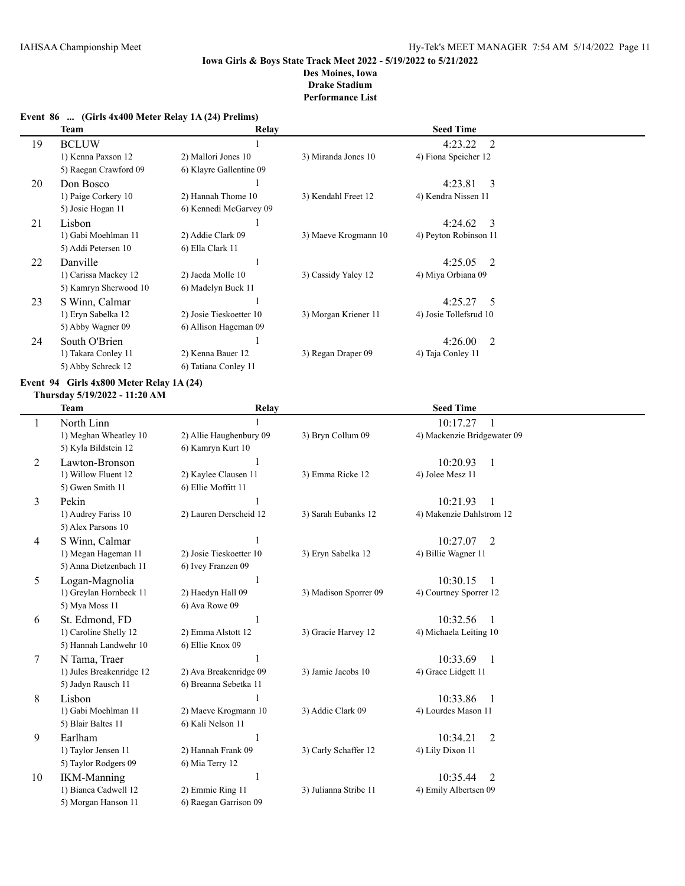### Iowa Girls & Boys State Track Meet 2022 - 5/19/2022 to 5/21/2022
### Des Moines, Iowa
### Drake Stadium
### Performance List

**Event 86 ... (Girls 4x400 Meter Relay 1A (24) Prelims)**

| | Team | Relay | | Seed Time |
|---|---|---|---|---|
| 19 | BCLUW | 1 | | 4:23.22 2 |
| | 1) Kenna Paxson 12 | 2) Mallori Jones 10 | 3) Miranda Jones 10 | 4) Fiona Speicher 12 |
| | 5) Raegan Crawford 09 | 6) Klayre Gallentine 09 | | |
| 20 | Don Bosco | 1 | | 4:23.81 3 |
| | 1) Paige Corkery 10 | 2) Hannah Thome 10 | 3) Kendahl Freet 12 | 4) Kendra Nissen 11 |
| | 5) Josie Hogan 11 | 6) Kennedi McGarvey 09 | | |
| 21 | Lisbon | 1 | | 4:24.62 3 |
| | 1) Gabi Moehlman 11 | 2) Addie Clark 09 | 3) Maeve Krogmann 10 | 4) Peyton Robinson 11 |
| | 5) Addi Petersen 10 | 6) Ella Clark 11 | | |
| 22 | Danville | 1 | | 4:25.05 2 |
| | 1) Carissa Mackey 12 | 2) Jaeda Molle 10 | 3) Cassidy Yaley 12 | 4) Miya Orbiana 09 |
| | 5) Kamryn Sherwood 10 | 6) Madelyn Buck 11 | | |
| 23 | S Winn, Calmar | 1 | | 4:25.27 5 |
| | 1) Eryn Sabelka 12 | 2) Josie Tieskoetter 10 | 3) Morgan Kriener 11 | 4) Josie Tollefsrud 10 |
| | 5) Abby Wagner 09 | 6) Allison Hageman 09 | | |
| 24 | South O'Brien | 1 | | 4:26.00 2 |
| | 1) Takara Conley 11 | 2) Kenna Bauer 12 | 3) Regan Draper 09 | 4) Taja Conley 11 |
| | 5) Abby Schreck 12 | 6) Tatiana Conley 11 | | |

**Event 94 Girls 4x800 Meter Relay 1A (24)**
**Thursday 5/19/2022 - 11:20 AM**

| | Team | Relay | | Seed Time |
|---|---|---|---|---|
| 1 | North Linn | 1 | | 10:17.27 1 |
| | 1) Meghan Wheatley 10 | 2) Allie Haughenbury 09 | 3) Bryn Collum 09 | 4) Mackenzie Bridgewater 09 |
| | 5) Kyla Bildstein 12 | 6) Kamryn Kurt 10 | | |
| 2 | Lawton-Bronson | 1 | | 10:20.93 1 |
| | 1) Willow Fluent 12 | 2) Kaylee Clausen 11 | 3) Emma Ricke 12 | 4) Jolee Mesz 11 |
| | 5) Gwen Smith 11 | 6) Ellie Moffitt 11 | | |
| 3 | Pekin | 1 | | 10:21.93 1 |
| | 1) Audrey Fariss 10 | 2) Lauren Derscheid 12 | 3) Sarah Eubanks 12 | 4) Makenzie Dahlstrom 12 |
| | 5) Alex Parsons 10 | | | |
| 4 | S Winn, Calmar | 1 | | 10:27.07 2 |
| | 1) Megan Hageman 11 | 2) Josie Tieskoetter 10 | 3) Eryn Sabelka 12 | 4) Billie Wagner 11 |
| | 5) Anna Dietzenbach 11 | 6) Ivey Franzen 09 | | |
| 5 | Logan-Magnolia | 1 | | 10:30.15 1 |
| | 1) Greylan Hornbeck 11 | 2) Haedyn Hall 09 | 3) Madison Sporrer 09 | 4) Courtney Sporrer 12 |
| | 5) Mya Moss 11 | 6) Ava Rowe 09 | | |
| 6 | St. Edmond, FD | 1 | | 10:32.56 1 |
| | 1) Caroline Shelly 12 | 2) Emma Alstott 12 | 3) Gracie Harvey 12 | 4) Michaela Leiting 10 |
| | 5) Hannah Landwehr 10 | 6) Ellie Knox 09 | | |
| 7 | N Tama, Traer | 1 | | 10:33.69 1 |
| | 1) Jules Breakenridge 12 | 2) Ava Breakenridge 09 | 3) Jamie Jacobs 10 | 4) Grace Lidgett 11 |
| | 5) Jadyn Rausch 11 | 6) Breanna Sebetka 11 | | |
| 8 | Lisbon | 1 | | 10:33.86 1 |
| | 1) Gabi Moehlman 11 | 2) Maeve Krogmann 10 | 3) Addie Clark 09 | 4) Lourdes Mason 11 |
| | 5) Blair Baltes 11 | 6) Kali Nelson 11 | | |
| 9 | Earlham | 1 | | 10:34.21 2 |
| | 1) Taylor Jensen 11 | 2) Hannah Frank 09 | 3) Carly Schaffer 12 | 4) Lily Dixon 11 |
| | 5) Taylor Rodgers 09 | 6) Mia Terry 12 | | |
| 10 | IKM-Manning | 1 | | 10:35.44 2 |
| | 1) Bianca Cadwell 12 | 2) Emmie Ring 11 | 3) Julianna Stribe 11 | 4) Emily Albertsen 09 |
| | 5) Morgan Hanson 11 | 6) Raegan Garrison 09 | | |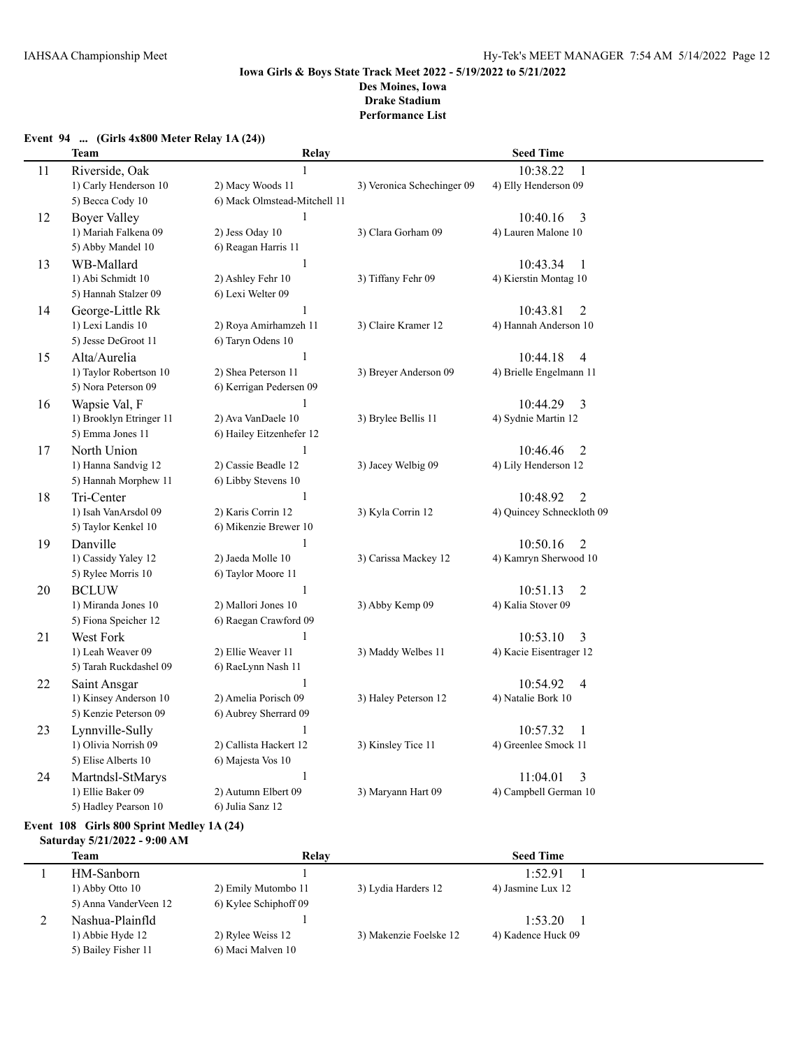**Iowa Girls & Boys State Track Meet 2022 - 5/19/2022 to 5/21/2022**
**Des Moines, Iowa**
**Drake Stadium**
**Performance List**

**Event 94 ... (Girls 4x800 Meter Relay 1A (24))**

| | Team | Relay | | Seed Time |
|---|---|---|---|---|
| 11 | Riverside, Oak | 1 | | 10:38.22 1 |
| | 1) Carly Henderson 10 | 2) Macy Woods 11 | 3) Veronica Schechinger 09 | 4) Elly Henderson 09 |
| | 5) Becca Cody 10 | 6) Mack Olmstead-Mitchell 11 | | |
| 12 | Boyer Valley | 1 | | 10:40.16 3 |
| | 1) Mariah Falkena 09 | 2) Jess Oday 10 | 3) Clara Gorham 09 | 4) Lauren Malone 10 |
| | 5) Abby Mandel 10 | 6) Reagan Harris 11 | | |
| 13 | WB-Mallard | 1 | | 10:43.34 1 |
| | 1) Abi Schmidt 10 | 2) Ashley Fehr 10 | 3) Tiffany Fehr 09 | 4) Kierstin Montag 10 |
| | 5) Hannah Stalzer 09 | 6) Lexi Welter 09 | | |
| 14 | George-Little Rk | 1 | | 10:43.81 2 |
| | 1) Lexi Landis 10 | 2) Roya Amirhamzeh 11 | 3) Claire Kramer 12 | 4) Hannah Anderson 10 |
| | 5) Jesse DeGroot 11 | 6) Taryn Odens 10 | | |
| 15 | Alta/Aurelia | 1 | | 10:44.18 4 |
| | 1) Taylor Robertson 10 | 2) Shea Peterson 11 | 3) Breyer Anderson 09 | 4) Brielle Engelmann 11 |
| | 5) Nora Peterson 09 | 6) Kerrigan Pedersen 09 | | |
| 16 | Wapsie Val, F | 1 | | 10:44.29 3 |
| | 1) Brooklyn Etringer 11 | 2) Ava VanDaele 10 | 3) Brylee Bellis 11 | 4) Sydnie Martin 12 |
| | 5) Emma Jones 11 | 6) Hailey Eitzenhefer 12 | | |
| 17 | North Union | 1 | | 10:46.46 2 |
| | 1) Hanna Sandvig 12 | 2) Cassie Beadle 12 | 3) Jacey Welbig 09 | 4) Lily Henderson 12 |
| | 5) Hannah Morphew 11 | 6) Libby Stevens 10 | | |
| 18 | Tri-Center | 1 | | 10:48.92 2 |
| | 1) Isah VanArsdol 09 | 2) Karis Corrin 12 | 3) Kyla Corrin 12 | 4) Quincey Schneckloth 09 |
| | 5) Taylor Kenkel 10 | 6) Mikenzie Brewer 10 | | |
| 19 | Danville | 1 | | 10:50.16 2 |
| | 1) Cassidy Yaley 12 | 2) Jaeda Molle 10 | 3) Carissa Mackey 12 | 4) Kamryn Sherwood 10 |
| | 5) Rylee Morris 10 | 6) Taylor Moore 11 | | |
| 20 | BCLUW | 1 | | 10:51.13 2 |
| | 1) Miranda Jones 10 | 2) Mallori Jones 10 | 3) Abby Kemp 09 | 4) Kalia Stover 09 |
| | 5) Fiona Speicher 12 | 6) Raegan Crawford 09 | | |
| 21 | West Fork | 1 | | 10:53.10 3 |
| | 1) Leah Weaver 09 | 2) Ellie Weaver 11 | 3) Maddy Welbes 11 | 4) Kacie Eisentrager 12 |
| | 5) Tarah Ruckdashel 09 | 6) RaeLynn Nash 11 | | |
| 22 | Saint Ansgar | 1 | | 10:54.92 4 |
| | 1) Kinsey Anderson 10 | 2) Amelia Porisch 09 | 3) Haley Peterson 12 | 4) Natalie Bork 10 |
| | 5) Kenzie Peterson 09 | 6) Aubrey Sherrard 09 | | |
| 23 | Lynnville-Sully | 1 | | 10:57.32 1 |
| | 1) Olivia Norrish 09 | 2) Callista Hackert 12 | 3) Kinsley Tice 11 | 4) Greenlee Smock 11 |
| | 5) Elise Alberts 10 | 6) Majesta Vos 10 | | |
| 24 | Martndsl-StMarys | 1 | | 11:04.01 3 |
| | 1) Ellie Baker 09 | 2) Autumn Elbert 09 | 3) Maryann Hart 09 | 4) Campbell German 10 |
| | 5) Hadley Pearson 10 | 6) Julia Sanz 12 | | |

**Event 108 Girls 800 Sprint Medley 1A (24)**

**Saturday 5/21/2022 - 9:00 AM**

| | Team | Relay | | Seed Time |
|---|---|---|---|---|
| 1 | HM-Sanborn | 1 | | 1:52.91 1 |
| | 1) Abby Otto 10 | 2) Emily Mutombo 11 | 3) Lydia Harders 12 | 4) Jasmine Lux 12 |
| | 5) Anna VanderVeen 12 | 6) Kylee Schiphoff 09 | | |
| 2 | Nashua-Plainfld | 1 | | 1:53.20 1 |
| | 1) Abbie Hyde 12 | 2) Rylee Weiss 12 | 3) Makenzie Foelske 12 | 4) Kadence Huck 09 |
| | 5) Bailey Fisher 11 | 6) Maci Malven 10 | | |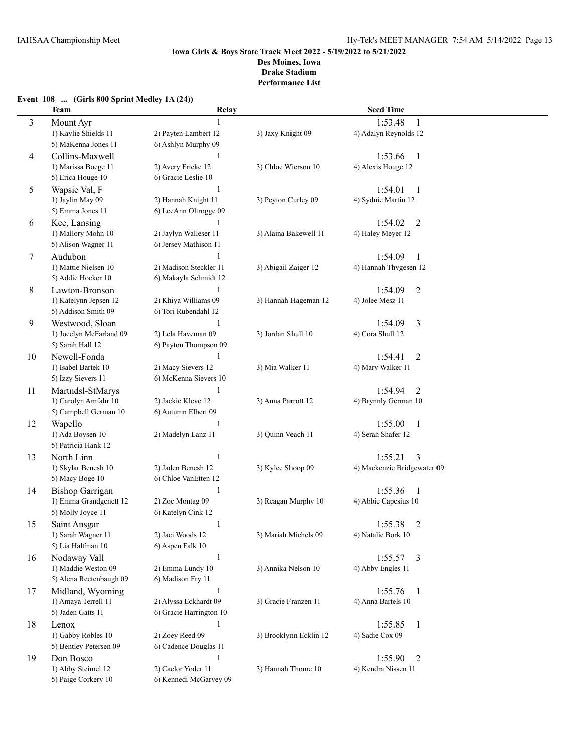**Iowa Girls & Boys State Track Meet 2022 - 5/19/2022 to 5/21/2022**
**Des Moines, Iowa**
**Drake Stadium**
**Performance List**

**Event 108 ... (Girls 800 Sprint Medley 1A (24))**

| | Team | Relay | | Seed Time |
|---|---|---|---|---|
| 3 | Mount Ayr | 1 | | 1:53.48 1 |
| | 1) Kaylie Shields 11 | 2) Payten Lambert 12 | 3) Jaxy Knight 09 | 4) Adalyn Reynolds 12 |
| | 5) MaKenna Jones 11 | 6) Ashlyn Murphy 09 | | |
| 4 | Collins-Maxwell | 1 | | 1:53.66 1 |
| | 1) Marissa Boege 11 | 2) Avery Fricke 12 | 3) Chloe Wierson 10 | 4) Alexis Houge 12 |
| | 5) Erica Houge 10 | 6) Gracie Leslie 10 | | |
| 5 | Wapsie Val, F | 1 | | 1:54.01 1 |
| | 1) Jaylin May 09 | 2) Hannah Knight 11 | 3) Peyton Curley 09 | 4) Sydnie Martin 12 |
| | 5) Emma Jones 11 | 6) LeeAnn Oltrogge 09 | | |
| 6 | Kee, Lansing | 1 | | 1:54.02 2 |
| | 1) Mallory Mohn 10 | 2) Jaylyn Walleser 11 | 3) Alaina Bakewell 11 | 4) Haley Meyer 12 |
| | 5) Alison Wagner 11 | 6) Jersey Mathison 11 | | |
| 7 | Audubon | 1 | | 1:54.09 1 |
| | 1) Mattie Nielsen 10 | 2) Madison Steckler 11 | 3) Abigail Zaiger 12 | 4) Hannah Thygesen 12 |
| | 5) Addie Hocker 10 | 6) Makayla Schmidt 12 | | |
| 8 | Lawton-Bronson | 1 | | 1:54.09 2 |
| | 1) Katelynn Jepsen 12 | 2) Khiya Williams 09 | 3) Hannah Hageman 12 | 4) Jolee Mesz 11 |
| | 5) Addison Smith 09 | 6) Tori Rubendahl 12 | | |
| 9 | Westwood, Sloan | 1 | | 1:54.09 3 |
| | 1) Jocelyn McFarland 09 | 2) Lela Haveman 09 | 3) Jordan Shull 10 | 4) Cora Shull 12 |
| | 5) Sarah Hall 12 | 6) Payton Thompson 09 | | |
| 10 | Newell-Fonda | 1 | | 1:54.41 2 |
| | 1) Isabel Bartek 10 | 2) Macy Sievers 12 | 3) Mia Walker 11 | 4) Mary Walker 11 |
| | 5) Izzy Sievers 11 | 6) McKenna Sievers 10 | | |
| 11 | Martndsl-StMarys | 1 | | 1:54.94 2 |
| | 1) Carolyn Amfahr 10 | 2) Jackie Kleve 12 | 3) Anna Parrott 12 | 4) Brynnly German 10 |
| | 5) Campbell German 10 | 6) Autumn Elbert 09 | | |
| 12 | Wapello | 1 | | 1:55.00 1 |
| | 1) Ada Boysen 10 | 2) Madelyn Lanz 11 | 3) Quinn Veach 11 | 4) Serah Shafer 12 |
| | 5) Patricia Hank 12 | | | |
| 13 | North Linn | 1 | | 1:55.21 3 |
| | 1) Skylar Benesh 10 | 2) Jaden Benesh 12 | 3) Kylee Shoop 09 | 4) Mackenzie Bridgewater 09 |
| | 5) Macy Boge 10 | 6) Chloe VanEtten 12 | | |
| 14 | Bishop Garrigan | 1 | | 1:55.36 1 |
| | 1) Emma Grandgenett 12 | 2) Zoe Montag 09 | 3) Reagan Murphy 10 | 4) Abbie Capesius 10 |
| | 5) Molly Joyce 11 | 6) Katelyn Cink 12 | | |
| 15 | Saint Ansgar | 1 | | 1:55.38 2 |
| | 1) Sarah Wagner 11 | 2) Jaci Woods 12 | 3) Mariah Michels 09 | 4) Natalie Bork 10 |
| | 5) Lia Halfman 10 | 6) Aspen Falk 10 | | |
| 16 | Nodaway Vall | 1 | | 1:55.57 3 |
| | 1) Maddie Weston 09 | 2) Emma Lundy 10 | 3) Annika Nelson 10 | 4) Abby Engles 11 |
| | 5) Alena Rectenbaugh 09 | 6) Madison Fry 11 | | |
| 17 | Midland, Wyoming | 1 | | 1:55.76 1 |
| | 1) Amaya Terrell 11 | 2) Alyssa Eckhardt 09 | 3) Gracie Franzen 11 | 4) Anna Bartels 10 |
| | 5) Jaden Gatts 11 | 6) Gracie Harrington 10 | | |
| 18 | Lenox | 1 | | 1:55.85 1 |
| | 1) Gabby Robles 10 | 2) Zoey Reed 09 | 3) Brooklynn Ecklin 12 | 4) Sadie Cox 09 |
| | 5) Bentley Petersen 09 | 6) Cadence Douglas 11 | | |
| 19 | Don Bosco | 1 | | 1:55.90 2 |
| | 1) Abby Steimel 12 | 2) Caelor Yoder 11 | 3) Hannah Thome 10 | 4) Kendra Nissen 11 |
| | 5) Paige Corkery 10 | 6) Kennedi McGarvey 09 | | |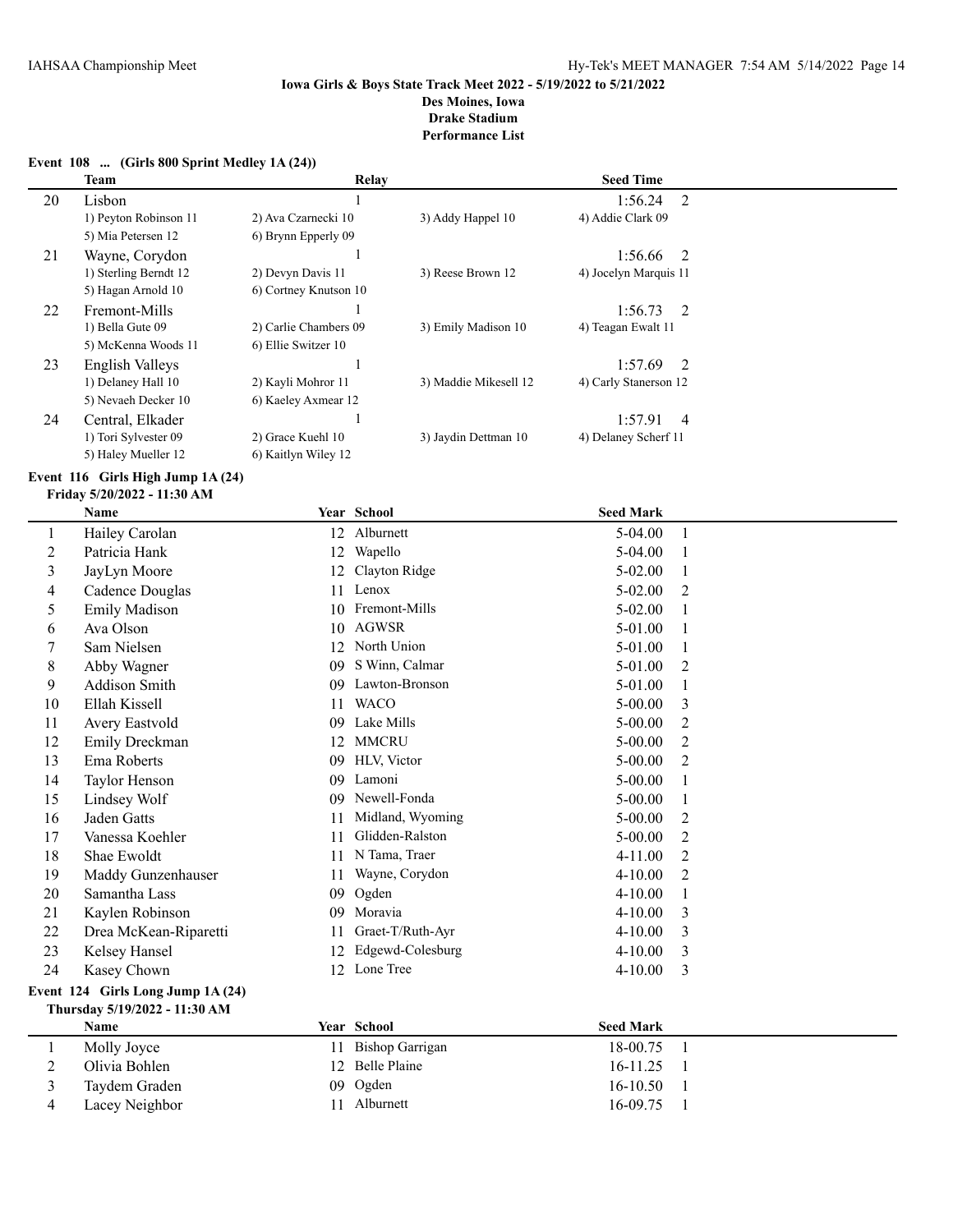**Iowa Girls & Boys State Track Meet 2022 - 5/19/2022 to 5/21/2022**

**Des Moines, Iowa**

**Drake Stadium**

**Performance List**

### Event 108 ... (Girls 800 Sprint Medley 1A (24))

| | Team | Relay | | Seed Time | |
|---|---|---|---|---|---|
| 20 | Lisbon | 1 | | 1:56.24 | 2 |
| | 1) Peyton Robinson 11 | 2) Ava Czarnecki 10 | 3) Addy Happel 10 | 4) Addie Clark 09 | |
| | 5) Mia Petersen 12 | 6) Brynn Epperly 09 | | | |
| 21 | Wayne, Corydon | 1 | | 1:56.66 | 2 |
| | 1) Sterling Berndt 12 | 2) Devyn Davis 11 | 3) Reese Brown 12 | 4) Jocelyn Marquis 11 | |
| | 5) Hagan Arnold 10 | 6) Cortney Knutson 10 | | | |
| 22 | Fremont-Mills | 1 | | 1:56.73 | 2 |
| | 1) Bella Gute 09 | 2) Carlie Chambers 09 | 3) Emily Madison 10 | 4) Teagan Ewalt 11 | |
| | 5) McKenna Woods 11 | 6) Ellie Switzer 10 | | | |
| 23 | English Valleys | 1 | | 1:57.69 | 2 |
| | 1) Delaney Hall 10 | 2) Kayli Mohror 11 | 3) Maddie Mikesell 12 | 4) Carly Stanerson 12 | |
| | 5) Nevaeh Decker 10 | 6) Kaeley Axmear 12 | | | |
| 24 | Central, Elkader | 1 | | 1:57.91 | 4 |
| | 1) Tori Sylvester 09 | 2) Grace Kuehl 10 | 3) Jaydin Dettman 10 | 4) Delaney Scherf 11 | |
| | 5) Haley Mueller 12 | 6) Kaitlyn Wiley 12 | | | |

### Event 116 Girls High Jump 1A (24)

**Friday 5/20/2022 - 11:30 AM**

| | Name | Year | School | Seed Mark | |
|---|---|---|---|---|---|
| 1 | Hailey Carolan | 12 | Alburnett | 5-04.00 | 1 |
| 2 | Patricia Hank | 12 | Wapello | 5-04.00 | 1 |
| 3 | JayLyn Moore | 12 | Clayton Ridge | 5-02.00 | 1 |
| 4 | Cadence Douglas | 11 | Lenox | 5-02.00 | 2 |
| 5 | Emily Madison | 10 | Fremont-Mills | 5-02.00 | 1 |
| 6 | Ava Olson | 10 | AGWSR | 5-01.00 | 1 |
| 7 | Sam Nielsen | 12 | North Union | 5-01.00 | 1 |
| 8 | Abby Wagner | 09 | S Winn, Calmar | 5-01.00 | 2 |
| 9 | Addison Smith | 09 | Lawton-Bronson | 5-01.00 | 1 |
| 10 | Ellah Kissell | 11 | WACO | 5-00.00 | 3 |
| 11 | Avery Eastvold | 09 | Lake Mills | 5-00.00 | 2 |
| 12 | Emily Dreckman | 12 | MMCRU | 5-00.00 | 2 |
| 13 | Ema Roberts | 09 | HLV, Victor | 5-00.00 | 2 |
| 14 | Taylor Henson | 09 | Lamoni | 5-00.00 | 1 |
| 15 | Lindsey Wolf | 09 | Newell-Fonda | 5-00.00 | 1 |
| 16 | Jaden Gatts | 11 | Midland, Wyoming | 5-00.00 | 2 |
| 17 | Vanessa Koehler | 11 | Glidden-Ralston | 5-00.00 | 2 |
| 18 | Shae Ewoldt | 11 | N Tama, Traer | 4-11.00 | 2 |
| 19 | Maddy Gunzenhauser | 11 | Wayne, Corydon | 4-10.00 | 2 |
| 20 | Samantha Lass | 09 | Ogden | 4-10.00 | 1 |
| 21 | Kaylen Robinson | 09 | Moravia | 4-10.00 | 3 |
| 22 | Drea McKean-Riparetti | 11 | Graet-T/Ruth-Ayr | 4-10.00 | 3 |
| 23 | Kelsey Hansel | 12 | Edgewd-Colesburg | 4-10.00 | 3 |
| 24 | Kasey Chown | 12 | Lone Tree | 4-10.00 | 3 |

### Event 124 Girls Long Jump 1A (24)

**Thursday 5/19/2022 - 11:30 AM**

| | Name | Year | School | Seed Mark | |
|---|---|---|---|---|---|
| 1 | Molly Joyce | 11 | Bishop Garrigan | 18-00.75 | 1 |
| 2 | Olivia Bohlen | 12 | Belle Plaine | 16-11.25 | 1 |
| 3 | Taydem Graden | 09 | Ogden | 16-10.50 | 1 |
| 4 | Lacey Neighbor | 11 | Alburnett | 16-09.75 | 1 |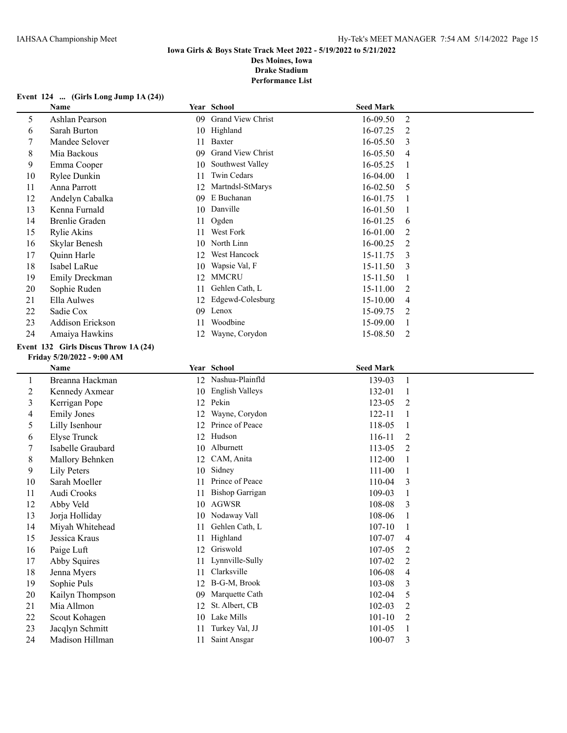**Iowa Girls & Boys State Track Meet 2022 - 5/19/2022 to 5/21/2022**
**Des Moines, Iowa**
**Drake Stadium**
**Performance List**

**Event 124 ... (Girls Long Jump 1A (24))**

| | Name | Year | School | Seed Mark | |
|---|---|---|---|---|---|
| 5 | Ashlan Pearson | 09 | Grand View Christ | 16-09.50 | 2 |
| 6 | Sarah Burton | 10 | Highland | 16-07.25 | 2 |
| 7 | Mandee Selover | 11 | Baxter | 16-05.50 | 3 |
| 8 | Mia Backous | 09 | Grand View Christ | 16-05.50 | 4 |
| 9 | Emma Cooper | 10 | Southwest Valley | 16-05.25 | 1 |
| 10 | Rylee Dunkin | 11 | Twin Cedars | 16-04.00 | 1 |
| 11 | Anna Parrott | 12 | Martndsl-StMarys | 16-02.50 | 5 |
| 12 | Andelyn Cabalka | 09 | E Buchanan | 16-01.75 | 1 |
| 13 | Kenna Furnald | 10 | Danville | 16-01.50 | 1 |
| 14 | Brenlie Graden | 11 | Ogden | 16-01.25 | 6 |
| 15 | Rylie Akins | 11 | West Fork | 16-01.00 | 2 |
| 16 | Skylar Benesh | 10 | North Linn | 16-00.25 | 2 |
| 17 | Quinn Harle | 12 | West Hancock | 15-11.75 | 3 |
| 18 | Isabel LaRue | 10 | Wapsie Val, F | 15-11.50 | 3 |
| 19 | Emily Dreckman | 12 | MMCRU | 15-11.50 | 1 |
| 20 | Sophie Ruden | 11 | Gehlen Cath, L | 15-11.00 | 2 |
| 21 | Ella Aulwes | 12 | Edgewd-Colesburg | 15-10.00 | 4 |
| 22 | Sadie Cox | 09 | Lenox | 15-09.75 | 2 |
| 23 | Addison Erickson | 11 | Woodbine | 15-09.00 | 1 |
| 24 | Amaiya Hawkins | 12 | Wayne, Corydon | 15-08.50 | 2 |

**Event 132 Girls Discus Throw 1A (24)**
**Friday 5/20/2022 - 9:00 AM**

| | Name | Year | School | Seed Mark | |
|---|---|---|---|---|---|
| 1 | Breanna Hackman | 12 | Nashua-Plainfld | 139-03 | 1 |
| 2 | Kennedy Axmear | 10 | English Valleys | 132-01 | 1 |
| 3 | Kerrigan Pope | 12 | Pekin | 123-05 | 2 |
| 4 | Emily Jones | 12 | Wayne, Corydon | 122-11 | 1 |
| 5 | Lilly Isenhour | 12 | Prince of Peace | 118-05 | 1 |
| 6 | Elyse Trunck | 12 | Hudson | 116-11 | 2 |
| 7 | Isabelle Graubard | 10 | Alburnett | 113-05 | 2 |
| 8 | Mallory Behnken | 12 | CAM, Anita | 112-00 | 1 |
| 9 | Lily Peters | 10 | Sidney | 111-00 | 1 |
| 10 | Sarah Moeller | 11 | Prince of Peace | 110-04 | 3 |
| 11 | Audi Crooks | 11 | Bishop Garrigan | 109-03 | 1 |
| 12 | Abby Veld | 10 | AGWSR | 108-08 | 3 |
| 13 | Jorja Holliday | 10 | Nodaway Vall | 108-06 | 1 |
| 14 | Miyah Whitehead | 11 | Gehlen Cath, L | 107-10 | 1 |
| 15 | Jessica Kraus | 11 | Highland | 107-07 | 4 |
| 16 | Paige Luft | 12 | Griswold | 107-05 | 2 |
| 17 | Abby Squires | 11 | Lynnville-Sully | 107-02 | 2 |
| 18 | Jenna Myers | 11 | Clarksville | 106-08 | 4 |
| 19 | Sophie Puls | 12 | B-G-M, Brook | 103-08 | 3 |
| 20 | Kailyn Thompson | 09 | Marquette Cath | 102-04 | 5 |
| 21 | Mia Allmon | 12 | St. Albert, CB | 102-03 | 2 |
| 22 | Scout Kohagen | 10 | Lake Mills | 101-10 | 2 |
| 23 | Jacqlyn Schmitt | 11 | Turkey Val, JJ | 101-05 | 1 |
| 24 | Madison Hillman | 11 | Saint Ansgar | 100-07 | 3 |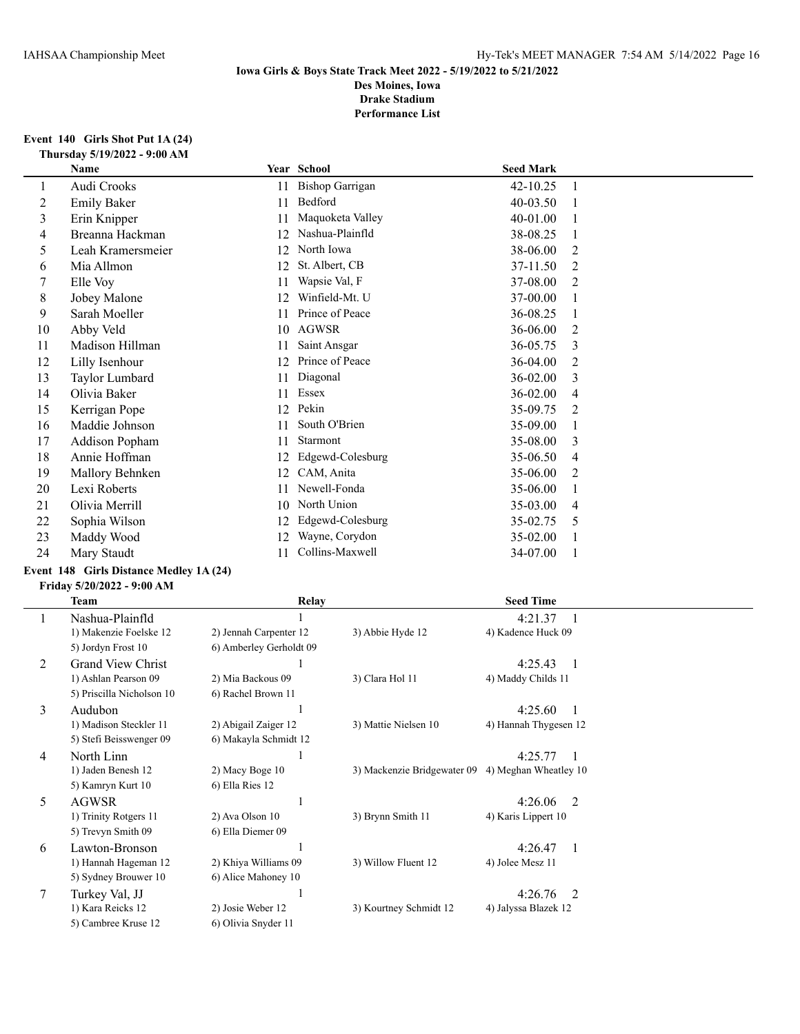**Iowa Girls & Boys State Track Meet 2022 - 5/19/2022 to 5/21/2022**
**Des Moines, Iowa**
**Drake Stadium**
**Performance List**

### Event 140 Girls Shot Put 1A (24)

**Thursday 5/19/2022 - 9:00 AM**

| | Name | Year | School | Seed Mark | |
|---|---|---|---|---|---|
| 1 | Audi Crooks | 11 | Bishop Garrigan | 42-10.25 | 1 |
| 2 | Emily Baker | 11 | Bedford | 40-03.50 | 1 |
| 3 | Erin Knipper | 11 | Maquoketa Valley | 40-01.00 | 1 |
| 4 | Breanna Hackman | 12 | Nashua-Plainfld | 38-08.25 | 1 |
| 5 | Leah Kramersmeier | 12 | North Iowa | 38-06.00 | 2 |
| 6 | Mia Allmon | 12 | St. Albert, CB | 37-11.50 | 2 |
| 7 | Elle Voy | 11 | Wapsie Val, F | 37-08.00 | 2 |
| 8 | Jobey Malone | 12 | Winfield-Mt. U | 37-00.00 | 1 |
| 9 | Sarah Moeller | 11 | Prince of Peace | 36-08.25 | 1 |
| 10 | Abby Veld | 10 | AGWSR | 36-06.00 | 2 |
| 11 | Madison Hillman | 11 | Saint Ansgar | 36-05.75 | 3 |
| 12 | Lilly Isenhour | 12 | Prince of Peace | 36-04.00 | 2 |
| 13 | Taylor Lumbard | 11 | Diagonal | 36-02.00 | 3 |
| 14 | Olivia Baker | 11 | Essex | 36-02.00 | 4 |
| 15 | Kerrigan Pope | 12 | Pekin | 35-09.75 | 2 |
| 16 | Maddie Johnson | 11 | South O'Brien | 35-09.00 | 1 |
| 17 | Addison Popham | 11 | Starmont | 35-08.00 | 3 |
| 18 | Annie Hoffman | 12 | Edgewd-Colesburg | 35-06.50 | 4 |
| 19 | Mallory Behnken | 12 | CAM, Anita | 35-06.00 | 2 |
| 20 | Lexi Roberts | 11 | Newell-Fonda | 35-06.00 | 1 |
| 21 | Olivia Merrill | 10 | North Union | 35-03.00 | 4 |
| 22 | Sophia Wilson | 12 | Edgewd-Colesburg | 35-02.75 | 5 |
| 23 | Maddy Wood | 12 | Wayne, Corydon | 35-02.00 | 1 |
| 24 | Mary Staudt | 11 | Collins-Maxwell | 34-07.00 | 1 |

### Event 148 Girls Distance Medley 1A (24)

**Friday 5/20/2022 - 9:00 AM**

| | Team | Relay | | Seed Time | |
|---|---|---|---|---|---|
| 1 | Nashua-Plainfld | 1 | | 4:21.37 | 1 |
| | 1) Makenzie Foelske 12 | 2) Jennah Carpenter 12 | 3) Abbie Hyde 12 | 4) Kadence Huck 09 | |
| | 5) Jordyn Frost 10 | 6) Amberley Gerholdt 09 | | | |
| 2 | Grand View Christ | 1 | | 4:25.43 | 1 |
| | 1) Ashlan Pearson 09 | 2) Mia Backous 09 | 3) Clara Hol 11 | 4) Maddy Childs 11 | |
| | 5) Priscilla Nicholson 10 | 6) Rachel Brown 11 | | | |
| 3 | Audubon | 1 | | 4:25.60 | 1 |
| | 1) Madison Steckler 11 | 2) Abigail Zaiger 12 | 3) Mattie Nielsen 10 | 4) Hannah Thygesen 12 | |
| | 5) Stefi Beisswenger 09 | 6) Makayla Schmidt 12 | | | |
| 4 | North Linn | 1 | | 4:25.77 | 1 |
| | 1) Jaden Benesh 12 | 2) Macy Boge 10 | 3) Mackenzie Bridgewater 09 | 4) Meghan Wheatley 10 | |
| | 5) Kamryn Kurt 10 | 6) Ella Ries 12 | | | |
| 5 | AGWSR | 1 | | 4:26.06 | 2 |
| | 1) Trinity Rotgers 11 | 2) Ava Olson 10 | 3) Brynn Smith 11 | 4) Karis Lippert 10 | |
| | 5) Trevyn Smith 09 | 6) Ella Diemer 09 | | | |
| 6 | Lawton-Bronson | 1 | | 4:26.47 | 1 |
| | 1) Hannah Hageman 12 | 2) Khiya Williams 09 | 3) Willow Fluent 12 | 4) Jolee Mesz 11 | |
| | 5) Sydney Brouwer 10 | 6) Alice Mahoney 10 | | | |
| 7 | Turkey Val, JJ | 1 | | 4:26.76 | 2 |
| | 1) Kara Reicks 12 | 2) Josie Weber 12 | 3) Kourtney Schmidt 12 | 4) Jalyssa Blazek 12 | |
| | 5) Cambree Kruse 12 | 6) Olivia Snyder 11 | | | |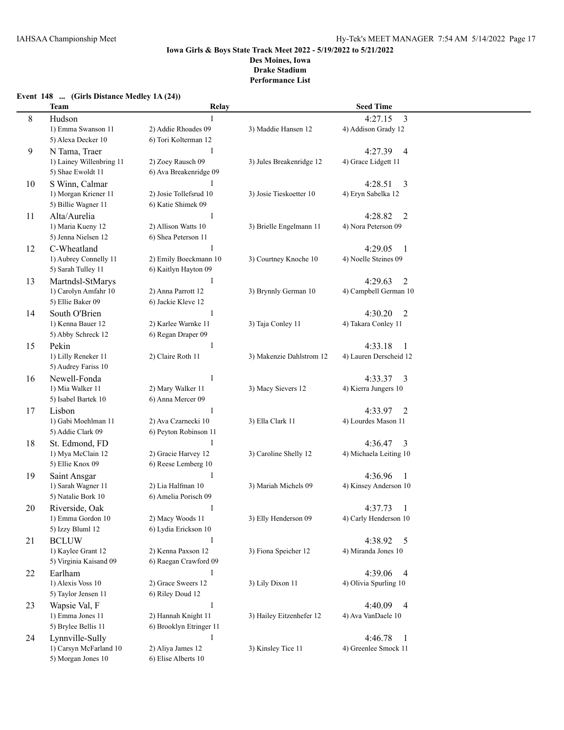**Iowa Girls & Boys State Track Meet 2022 - 5/19/2022 to 5/21/2022**

**Des Moines, Iowa**

**Drake Stadium**

**Performance List**

**Event 148 ... (Girls Distance Medley 1A (24))**

| | Team | Relay | | Seed Time |
|---|---|---|---|---|
| 8 | Hudson | 1 | | 4:27.15 3 |
| | 1) Emma Swanson 11 | 2) Addie Rhoades 09 | 3) Maddie Hansen 12 | 4) Addison Grady 12 |
| | 5) Alexa Decker 10 | 6) Tori Kolterman 12 | | |
| 9 | N Tama, Traer | 1 | | 4:27.39 4 |
| | 1) Lainey Willenbring 11 | 2) Zoey Rausch 09 | 3) Jules Breakenridge 12 | 4) Grace Lidgett 11 |
| | 5) Shae Ewoldt 11 | 6) Ava Breakenridge 09 | | |
| 10 | S Winn, Calmar | 1 | | 4:28.51 3 |
| | 1) Morgan Kriener 11 | 2) Josie Tollefsrud 10 | 3) Josie Tieskoetter 10 | 4) Eryn Sabelka 12 |
| | 5) Billie Wagner 11 | 6) Katie Shimek 09 | | |
| 11 | Alta/Aurelia | 1 | | 4:28.82 2 |
| | 1) Maria Kueny 12 | 2) Allison Watts 10 | 3) Brielle Engelmann 11 | 4) Nora Peterson 09 |
| | 5) Jenna Nielsen 12 | 6) Shea Peterson 11 | | |
| 12 | C-Wheatland | 1 | | 4:29.05 1 |
| | 1) Aubrey Connelly 11 | 2) Emily Boeckmann 10 | 3) Courtney Knoche 10 | 4) Noelle Steines 09 |
| | 5) Sarah Tulley 11 | 6) Kaitlyn Hayton 09 | | |
| 13 | Martndsl-StMarys | 1 | | 4:29.63 2 |
| | 1) Carolyn Amfahr 10 | 2) Anna Parrott 12 | 3) Brynnly German 10 | 4) Campbell German 10 |
| | 5) Ellie Baker 09 | 6) Jackie Kleve 12 | | |
| 14 | South O'Brien | 1 | | 4:30.20 2 |
| | 1) Kenna Bauer 12 | 2) Karlee Warnke 11 | 3) Taja Conley 11 | 4) Takara Conley 11 |
| | 5) Abby Schreck 12 | 6) Regan Draper 09 | | |
| 15 | Pekin | 1 | | 4:33.18 1 |
| | 1) Lilly Reneker 11 | 2) Claire Roth 11 | 3) Makenzie Dahlstrom 12 | 4) Lauren Derscheid 12 |
| | 5) Audrey Fariss 10 | | | |
| 16 | Newell-Fonda | 1 | | 4:33.37 3 |
| | 1) Mia Walker 11 | 2) Mary Walker 11 | 3) Macy Sievers 12 | 4) Kierra Jungers 10 |
| | 5) Isabel Bartek 10 | 6) Anna Mercer 09 | | |
| 17 | Lisbon | 1 | | 4:33.97 2 |
| | 1) Gabi Moehlman 11 | 2) Ava Czarnecki 10 | 3) Ella Clark 11 | 4) Lourdes Mason 11 |
| | 5) Addie Clark 09 | 6) Peyton Robinson 11 | | |
| 18 | St. Edmond, FD | 1 | | 4:36.47 3 |
| | 1) Mya McClain 12 | 2) Gracie Harvey 12 | 3) Caroline Shelly 12 | 4) Michaela Leiting 10 |
| | 5) Ellie Knox 09 | 6) Reese Lemberg 10 | | |
| 19 | Saint Ansgar | 1 | | 4:36.96 1 |
| | 1) Sarah Wagner 11 | 2) Lia Halfman 10 | 3) Mariah Michels 09 | 4) Kinsey Anderson 10 |
| | 5) Natalie Bork 10 | 6) Amelia Porisch 09 | | |
| 20 | Riverside, Oak | 1 | | 4:37.73 1 |
| | 1) Emma Gordon 10 | 2) Macy Woods 11 | 3) Elly Henderson 09 | 4) Carly Henderson 10 |
| | 5) Izzy Bluml 12 | 6) Lydia Erickson 10 | | |
| 21 | BCLUW | 1 | | 4:38.92 5 |
| | 1) Kaylee Grant 12 | 2) Kenna Paxson 12 | 3) Fiona Speicher 12 | 4) Miranda Jones 10 |
| | 5) Virginia Kaisand 09 | 6) Raegan Crawford 09 | | |
| 22 | Earlham | 1 | | 4:39.06 4 |
| | 1) Alexis Voss 10 | 2) Grace Sweers 12 | 3) Lily Dixon 11 | 4) Olivia Spurling 10 |
| | 5) Taylor Jensen 11 | 6) Riley Doud 12 | | |
| 23 | Wapsie Val, F | 1 | | 4:40.09 4 |
| | 1) Emma Jones 11 | 2) Hannah Knight 11 | 3) Hailey Eitzenhefer 12 | 4) Ava VanDaele 10 |
| | 5) Brylee Bellis 11 | 6) Brooklyn Etringer 11 | | |
| 24 | Lynnville-Sully | 1 | | 4:46.78 1 |
| | 1) Carsyn McFarland 10 | 2) Aliya James 12 | 3) Kinsley Tice 11 | 4) Greenlee Smock 11 |
| | 5) Morgan Jones 10 | 6) Elise Alberts 10 | | |